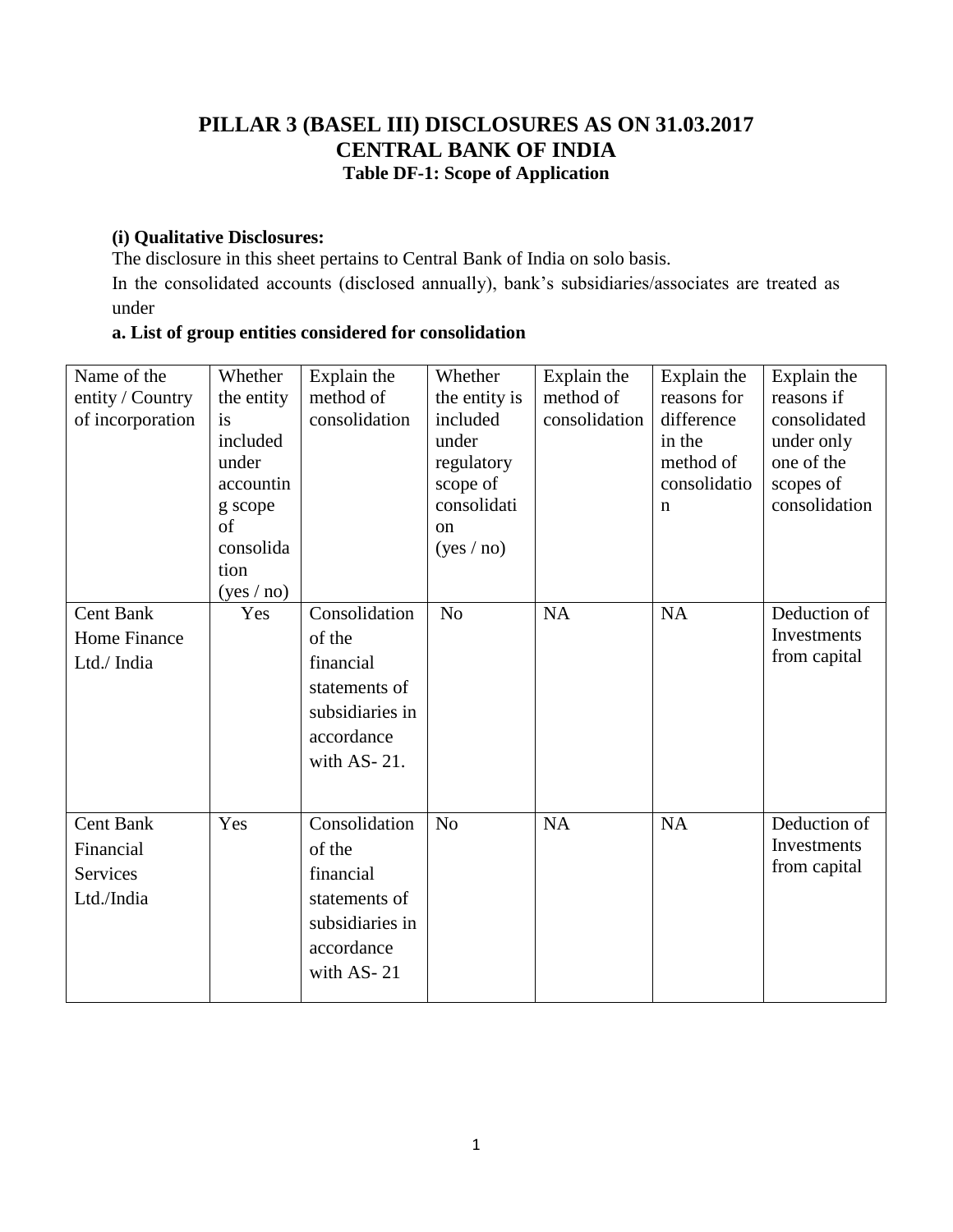# PILLAR 3 (BASEL III) DISCLOSURES AS ON 31.03.2017
# CENTRAL BANK OF INDIA
## Table DF-1: Scope of Application

**(i) Qualitative Disclosures:**

The disclosure in this sheet pertains to Central Bank of India on solo basis.

In the consolidated accounts (disclosed annually), bank's subsidiaries/associates are treated as under

**a. List of group entities considered for consolidation**

| Name of the entity / Country of incorporation | Whether the entity is included under accounting scope of consolidation (yes / no) | Explain the method of consolidation | Whether the entity is included under regulatory scope of consolidation (yes / no) | Explain the method of consolidation | Explain the reasons for difference in the method of consolidation | Explain the reasons if consolidated under only one of the scopes of consolidation |
|---|---|---|---|---|---|---|
| Cent Bank Home Finance Ltd./ India | Yes | Consolidation of the financial statements of subsidiaries in accordance with AS- 21. | No | NA | NA | Deduction of Investments from capital |
| Cent Bank Financial Services Ltd./India | Yes | Consolidation of the financial statements of subsidiaries in accordance with AS- 21 | No | NA | NA | Deduction of Investments from capital |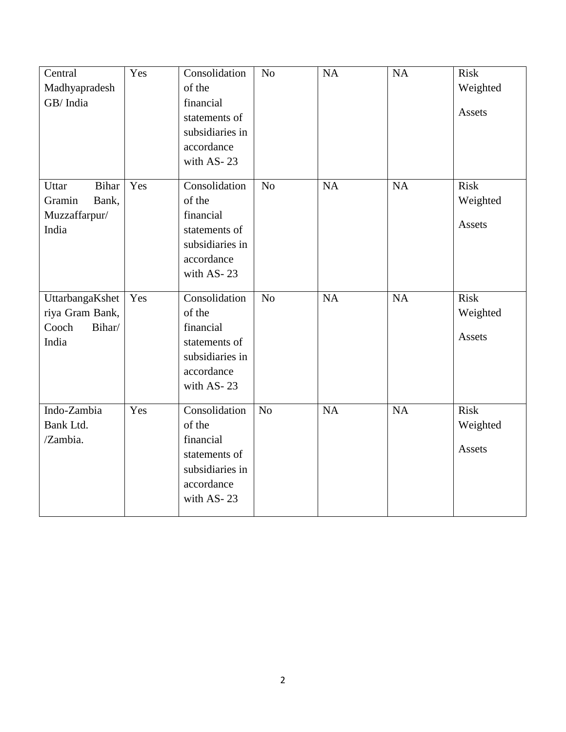| | | | | | | |
|---|---|---|---|---|---|---|
| Central Madhyapradesh GB/ India | Yes | Consolidation of the financial statements of subsidiaries in accordance with AS- 23 | No | NA | NA | Risk Weighted Assets |
| Uttar Bihar Gramin Bank, Muzzaffarpur/ India | Yes | Consolidation of the financial statements of subsidiaries in accordance with AS- 23 | No | NA | NA | Risk Weighted Assets |
| UttarbangaKshetriya Gram Bank, Cooch Bihar/ India | Yes | Consolidation of the financial statements of subsidiaries in accordance with AS- 23 | No | NA | NA | Risk Weighted Assets |
| Indo-Zambia Bank Ltd. /Zambia. | Yes | Consolidation of the financial statements of subsidiaries in accordance with AS- 23 | No | NA | NA | Risk Weighted Assets |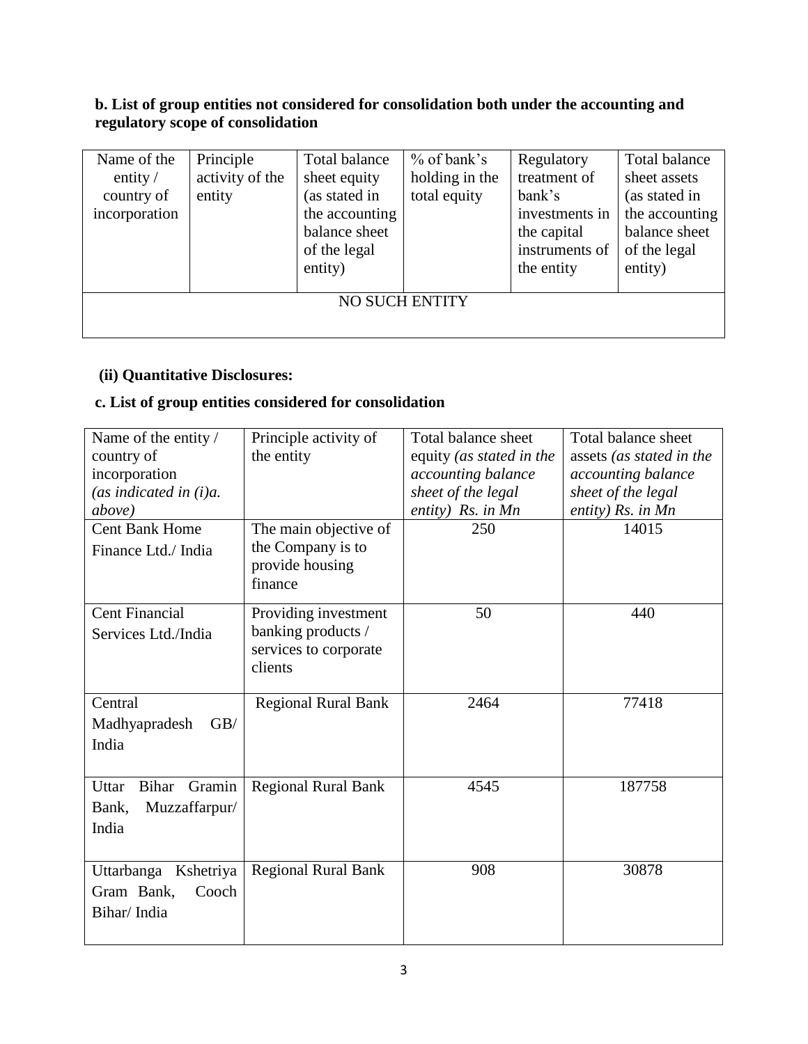**b. List of group entities not considered for consolidation both under the accounting and regulatory scope of consolidation**

| Name of the entity / country of incorporation | Principle activity of the entity | Total balance sheet equity (as stated in the accounting balance sheet of the legal entity) | % of bank's holding in the total equity | Regulatory treatment of bank's investments in the capital instruments of the entity | Total balance sheet assets (as stated in the accounting balance sheet of the legal entity) |
|---|---|---|---|---|---|
| NO SUCH ENTITY | | | | | |

**(ii) Quantitative Disclosures:**

**c. List of group entities considered for consolidation**

| Name of the entity / country of incorporation *(as indicated in (i)a. above)* | Principle activity of the entity | Total balance sheet equity *(as stated in the accounting balance sheet of the legal entity)* Rs. in Mn | Total balance sheet assets *(as stated in the accounting balance sheet of the legal entity)* Rs. in Mn |
|---|---|---|---|
| Cent Bank Home Finance Ltd./ India | The main objective of the Company is to provide housing finance | 250 | 14015 |
| Cent Financial Services Ltd./India | Providing investment banking products / services to corporate clients | 50 | 440 |
| Central Madhyapradesh GB/ India | Regional Rural Bank | 2464 | 77418 |
| Uttar Bihar Gramin Bank, Muzzaffarpur/ India | Regional Rural Bank | 4545 | 187758 |
| Uttarbanga Kshetriya Gram Bank, Cooch Bihar/ India | Regional Rural Bank | 908 | 30878 |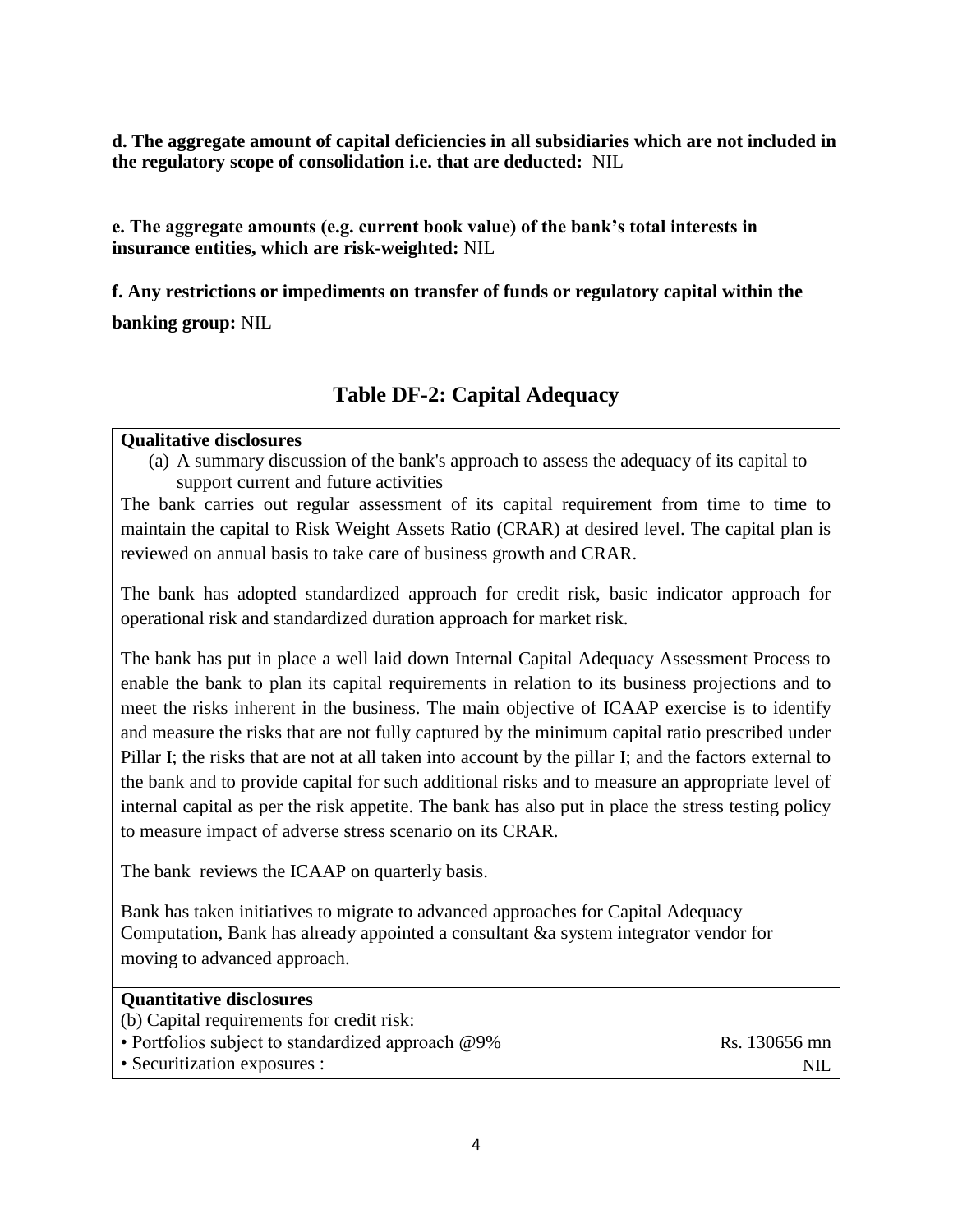**d. The aggregate amount of capital deficiencies in all subsidiaries which are not included in the regulatory scope of consolidation i.e. that are deducted:** NIL

**e. The aggregate amounts (e.g. current book value) of the bank's total interests in insurance entities, which are risk-weighted:** NIL

**f. Any restrictions or impediments on transfer of funds or regulatory capital within the banking group:** NIL

## Table DF-2: Capital Adequacy

**Qualitative disclosures**

(a) A summary discussion of the bank's approach to assess the adequacy of its capital to support current and future activities

The bank carries out regular assessment of its capital requirement from time to time to maintain the capital to Risk Weight Assets Ratio (CRAR) at desired level. The capital plan is reviewed on annual basis to take care of business growth and CRAR.

The bank has adopted standardized approach for credit risk, basic indicator approach for operational risk and standardized duration approach for market risk.

The bank has put in place a well laid down Internal Capital Adequacy Assessment Process to enable the bank to plan its capital requirements in relation to its business projections and to meet the risks inherent in the business. The main objective of ICAAP exercise is to identify and measure the risks that are not fully captured by the minimum capital ratio prescribed under Pillar I; the risks that are not at all taken into account by the pillar I; and the factors external to the bank and to provide capital for such additional risks and to measure an appropriate level of internal capital as per the risk appetite. The bank has also put in place the stress testing policy to measure impact of adverse stress scenario on its CRAR.

The bank reviews the ICAAP on quarterly basis.

Bank has taken initiatives to migrate to advanced approaches for Capital Adequacy Computation, Bank has already appointed a consultant &a system integrator vendor for moving to advanced approach.

| **Quantitative disclosures** | |
|---|---|
| (b) Capital requirements for credit risk: | |
| • Portfolios subject to standardized approach @9% | Rs. 130656 mn |
| • Securitization exposures : | NIL |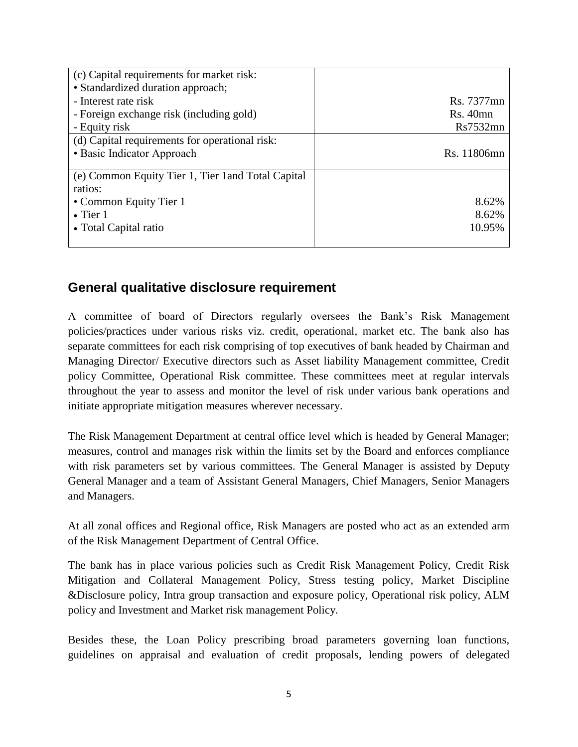| | |
|---|---|
| (c) Capital requirements for market risk:<br>• Standardized duration approach;<br>- Interest rate risk<br>- Foreign exchange risk (including gold)<br>- Equity risk | <br><br>Rs. 7377mn<br>Rs. 40mn<br>Rs7532mn |
| (d) Capital requirements for operational risk:<br>• Basic Indicator Approach | <br>Rs. 11806mn |
| (e) Common Equity Tier 1, Tier 1and Total Capital ratios:<br>• Common Equity Tier 1<br>• Tier 1<br>• Total Capital ratio | <br><br>8.62%<br>8.62%<br>10.95% |

## General qualitative disclosure requirement

A committee of board of Directors regularly oversees the Bank's Risk Management policies/practices under various risks viz. credit, operational, market etc. The bank also has separate committees for each risk comprising of top executives of bank headed by Chairman and Managing Director/ Executive directors such as Asset liability Management committee, Credit policy Committee, Operational Risk committee. These committees meet at regular intervals throughout the year to assess and monitor the level of risk under various bank operations and initiate appropriate mitigation measures wherever necessary.

The Risk Management Department at central office level which is headed by General Manager; measures, control and manages risk within the limits set by the Board and enforces compliance with risk parameters set by various committees. The General Manager is assisted by Deputy General Manager and a team of Assistant General Managers, Chief Managers, Senior Managers and Managers.

At all zonal offices and Regional office, Risk Managers are posted who act as an extended arm of the Risk Management Department of Central Office.

The bank has in place various policies such as Credit Risk Management Policy, Credit Risk Mitigation and Collateral Management Policy, Stress testing policy, Market Discipline &Disclosure policy, Intra group transaction and exposure policy, Operational risk policy, ALM policy and Investment and Market risk management Policy.

Besides these, the Loan Policy prescribing broad parameters governing loan functions, guidelines on appraisal and evaluation of credit proposals, lending powers of delegated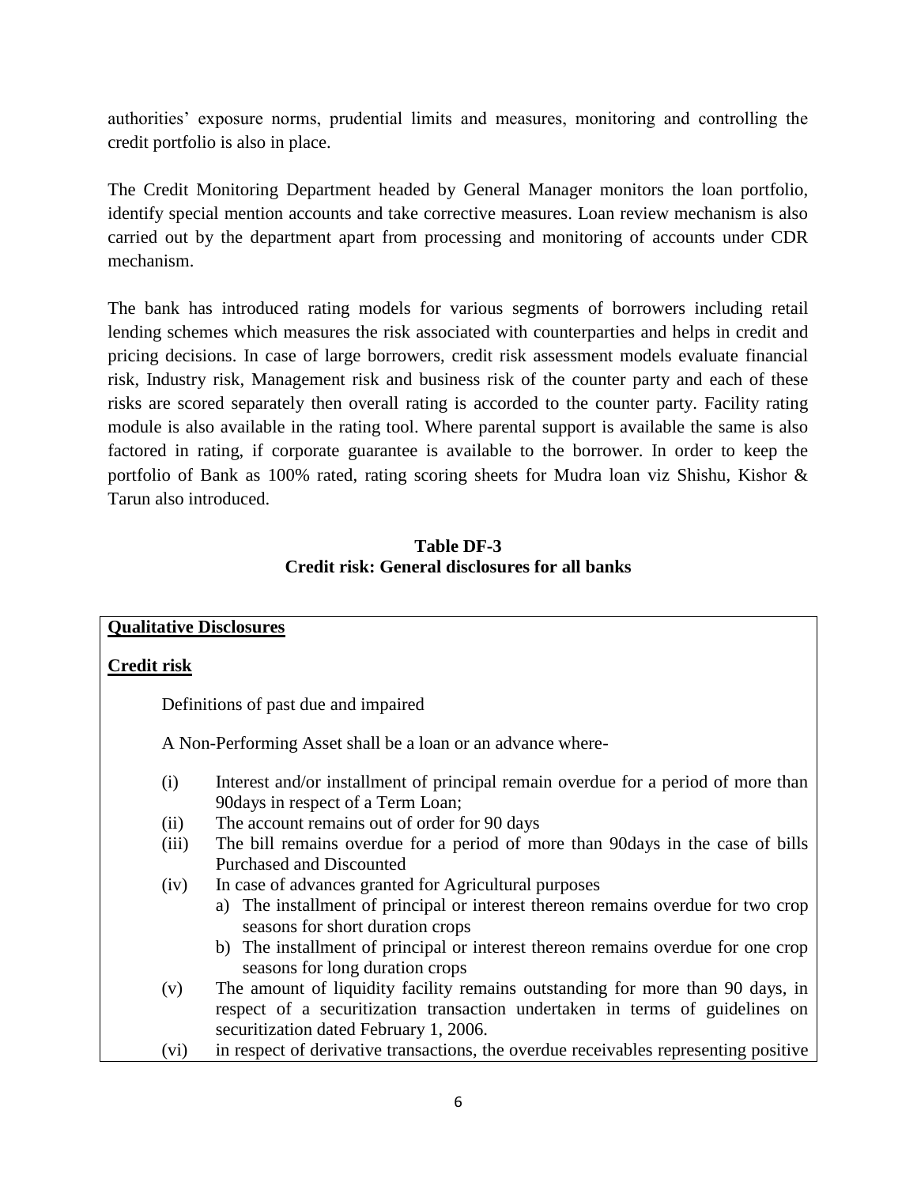authorities' exposure norms, prudential limits and measures, monitoring and controlling the credit portfolio is also in place.

The Credit Monitoring Department headed by General Manager monitors the loan portfolio, identify special mention accounts and take corrective measures. Loan review mechanism is also carried out by the department apart from processing and monitoring of accounts under CDR mechanism.

The bank has introduced rating models for various segments of borrowers including retail lending schemes which measures the risk associated with counterparties and helps in credit and pricing decisions. In case of large borrowers, credit risk assessment models evaluate financial risk, Industry risk, Management risk and business risk of the counter party and each of these risks are scored separately then overall rating is accorded to the counter party. Facility rating module is also available in the rating tool. Where parental support is available the same is also factored in rating, if corporate guarantee is available to the borrower. In order to keep the portfolio of Bank as 100% rated, rating scoring sheets for Mudra loan viz Shishu, Kishor & Tarun also introduced.

## Table DF-3
## Credit risk: General disclosures for all banks

**Qualitative Disclosures**

**Credit risk**

Definitions of past due and impaired

A Non-Performing Asset shall be a loan or an advance where-

(i) Interest and/or installment of principal remain overdue for a period of more than 90days in respect of a Term Loan;

(ii) The account remains out of order for 90 days

(iii) The bill remains overdue for a period of more than 90days in the case of bills Purchased and Discounted

(iv) In case of advances granted for Agricultural purposes
   a) The installment of principal or interest thereon remains overdue for two crop seasons for short duration crops
   b) The installment of principal or interest thereon remains overdue for one crop seasons for long duration crops

(v) The amount of liquidity facility remains outstanding for more than 90 days, in respect of a securitization transaction undertaken in terms of guidelines on securitization dated February 1, 2006.

(vi) in respect of derivative transactions, the overdue receivables representing positive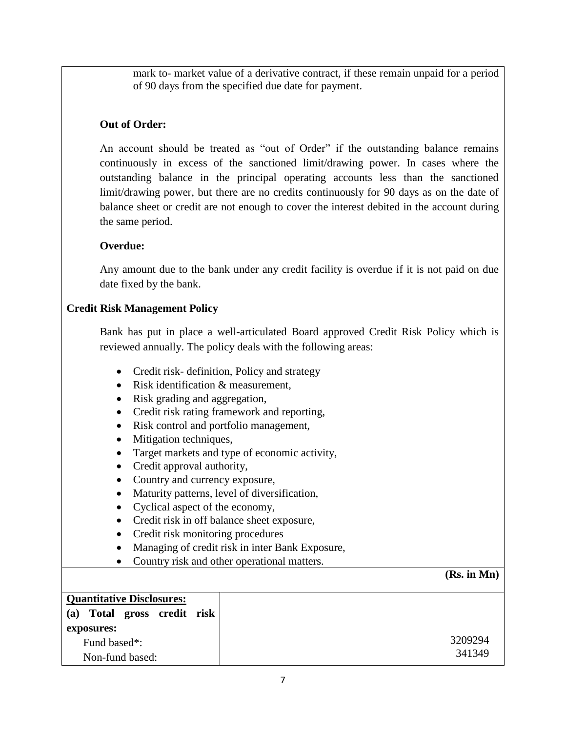mark to- market value of a derivative contract, if these remain unpaid for a period of 90 days from the specified due date for payment.

**Out of Order:**

An account should be treated as "out of Order" if the outstanding balance remains continuously in excess of the sanctioned limit/drawing power. In cases where the outstanding balance in the principal operating accounts less than the sanctioned limit/drawing power, but there are no credits continuously for 90 days as on the date of balance sheet or credit are not enough to cover the interest debited in the account during the same period.

**Overdue:**

Any amount due to the bank under any credit facility is overdue if it is not paid on due date fixed by the bank.

**Credit Risk Management Policy**

Bank has put in place a well-articulated Board approved Credit Risk Policy which is reviewed annually. The policy deals with the following areas:

- Credit risk- definition, Policy and strategy
- Risk identification & measurement,
- Risk grading and aggregation,
- Credit risk rating framework and reporting,
- Risk control and portfolio management,
- Mitigation techniques,
- Target markets and type of economic activity,
- Credit approval authority,
- Country and currency exposure,
- Maturity patterns, level of diversification,
- Cyclical aspect of the economy,
- Credit risk in off balance sheet exposure,
- Credit risk monitoring procedures
- Managing of credit risk in inter Bank Exposure,
- Country risk and other operational matters.

**(Rs. in Mn)**

| **Quantitative Disclosures:** | |
|---|---|
| **(a) Total gross credit risk exposures:** | |
| Fund based*: | 3209294 |
| Non-fund based: | 341349 |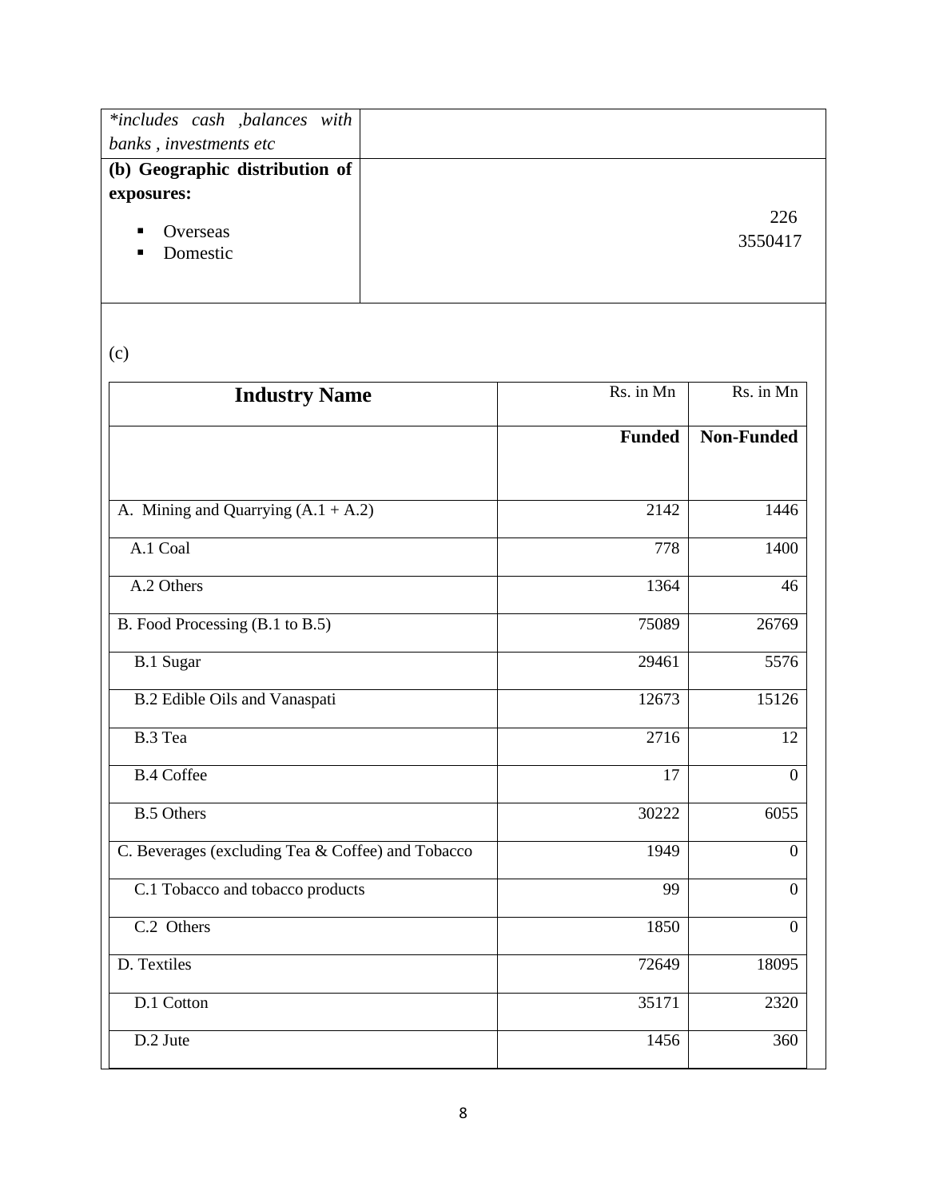| *includes cash ,balances with banks , investments etc* | |
|---|---|
| **(b) Geographic distribution of exposures:**<br>- Overseas<br>- Domestic | 226<br>3550417 |

(c)

| Industry Name | Rs. in Mn | Rs. in Mn |
|---|---|---|
| | **Funded** | **Non-Funded** |
| A. Mining and Quarrying (A.1 + A.2) | 2142 | 1446 |
| A.1 Coal | 778 | 1400 |
| A.2 Others | 1364 | 46 |
| B. Food Processing (B.1 to B.5) | 75089 | 26769 |
| B.1 Sugar | 29461 | 5576 |
| B.2 Edible Oils and Vanaspati | 12673 | 15126 |
| B.3 Tea | 2716 | 12 |
| B.4 Coffee | 17 | 0 |
| B.5 Others | 30222 | 6055 |
| C. Beverages (excluding Tea & Coffee) and Tobacco | 1949 | 0 |
| C.1 Tobacco and tobacco products | 99 | 0 |
| C.2 Others | 1850 | 0 |
| D. Textiles | 72649 | 18095 |
| D.1 Cotton | 35171 | 2320 |
| D.2 Jute | 1456 | 360 |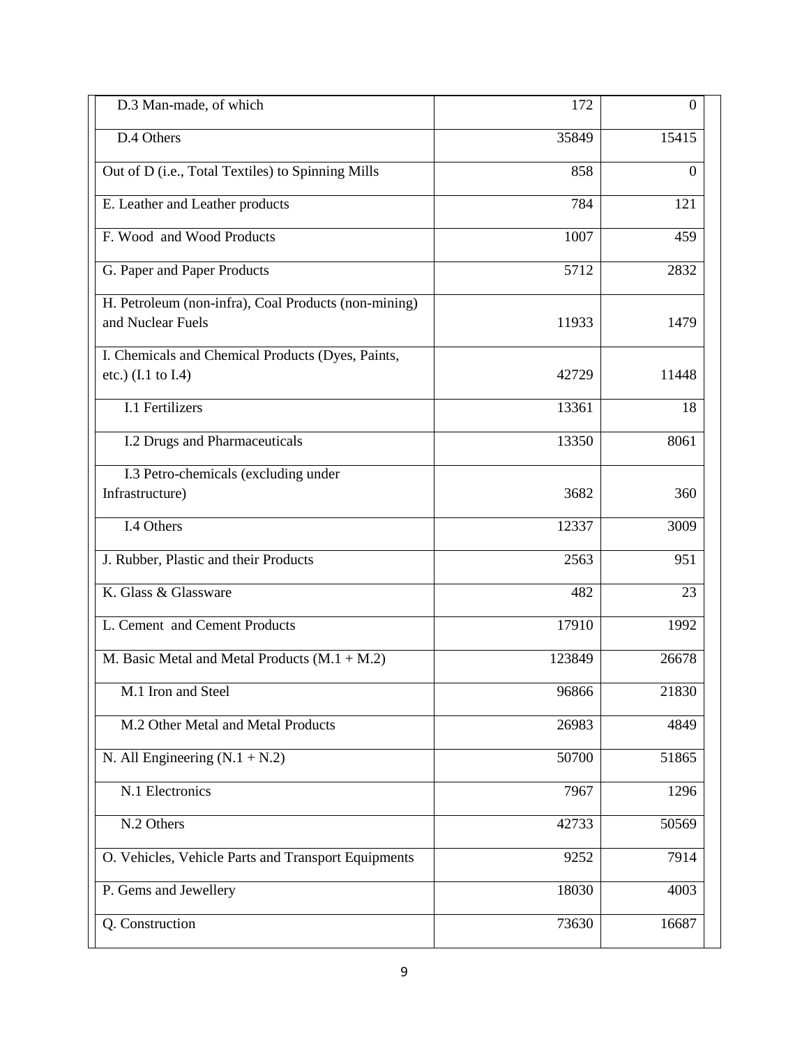| | | |
|---|---|---|
| D.3 Man-made, of which | 172 | 0 |
| D.4 Others | 35849 | 15415 |
| Out of D (i.e., Total Textiles) to Spinning Mills | 858 | 0 |
| E. Leather and Leather products | 784 | 121 |
| F. Wood and Wood Products | 1007 | 459 |
| G. Paper and Paper Products | 5712 | 2832 |
| H. Petroleum (non-infra), Coal Products (non-mining) and Nuclear Fuels | 11933 | 1479 |
| I. Chemicals and Chemical Products (Dyes, Paints, etc.) (I.1 to I.4) | 42729 | 11448 |
| I.1 Fertilizers | 13361 | 18 |
| I.2 Drugs and Pharmaceuticals | 13350 | 8061 |
| I.3 Petro-chemicals (excluding under Infrastructure) | 3682 | 360 |
| I.4 Others | 12337 | 3009 |
| J. Rubber, Plastic and their Products | 2563 | 951 |
| K. Glass & Glassware | 482 | 23 |
| L. Cement and Cement Products | 17910 | 1992 |
| M. Basic Metal and Metal Products (M.1 + M.2) | 123849 | 26678 |
| M.1 Iron and Steel | 96866 | 21830 |
| M.2 Other Metal and Metal Products | 26983 | 4849 |
| N. All Engineering (N.1 + N.2) | 50700 | 51865 |
| N.1 Electronics | 7967 | 1296 |
| N.2 Others | 42733 | 50569 |
| O. Vehicles, Vehicle Parts and Transport Equipments | 9252 | 7914 |
| P. Gems and Jewellery | 18030 | 4003 |
| Q. Construction | 73630 | 16687 |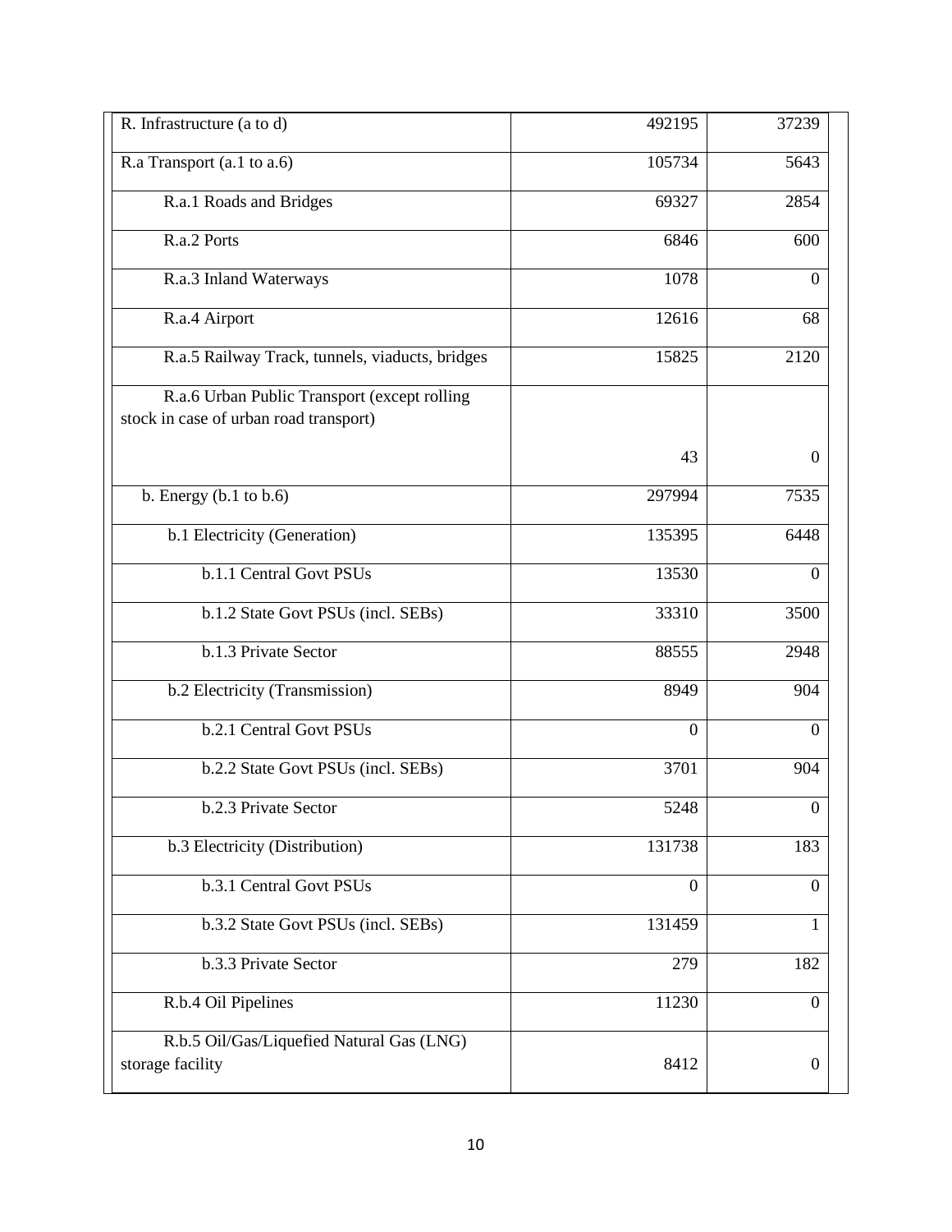| | | |
|---|---|---|
| R. Infrastructure (a to d) | 492195 | 37239 |
| R.a Transport (a.1 to a.6) | 105734 | 5643 |
| R.a.1 Roads and Bridges | 69327 | 2854 |
| R.a.2 Ports | 6846 | 600 |
| R.a.3 Inland Waterways | 1078 | 0 |
| R.a.4 Airport | 12616 | 68 |
| R.a.5 Railway Track, tunnels, viaducts, bridges | 15825 | 2120 |
| R.a.6 Urban Public Transport (except rolling stock in case of urban road transport) | 43 | 0 |
| b. Energy (b.1 to b.6) | 297994 | 7535 |
| b.1 Electricity (Generation) | 135395 | 6448 |
| b.1.1 Central Govt PSUs | 13530 | 0 |
| b.1.2 State Govt PSUs (incl. SEBs) | 33310 | 3500 |
| b.1.3 Private Sector | 88555 | 2948 |
| b.2 Electricity (Transmission) | 8949 | 904 |
| b.2.1 Central Govt PSUs | 0 | 0 |
| b.2.2 State Govt PSUs (incl. SEBs) | 3701 | 904 |
| b.2.3 Private Sector | 5248 | 0 |
| b.3 Electricity (Distribution) | 131738 | 183 |
| b.3.1 Central Govt PSUs | 0 | 0 |
| b.3.2 State Govt PSUs (incl. SEBs) | 131459 | 1 |
| b.3.3 Private Sector | 279 | 182 |
| R.b.4 Oil Pipelines | 11230 | 0 |
| R.b.5 Oil/Gas/Liquefied Natural Gas (LNG) storage facility | 8412 | 0 |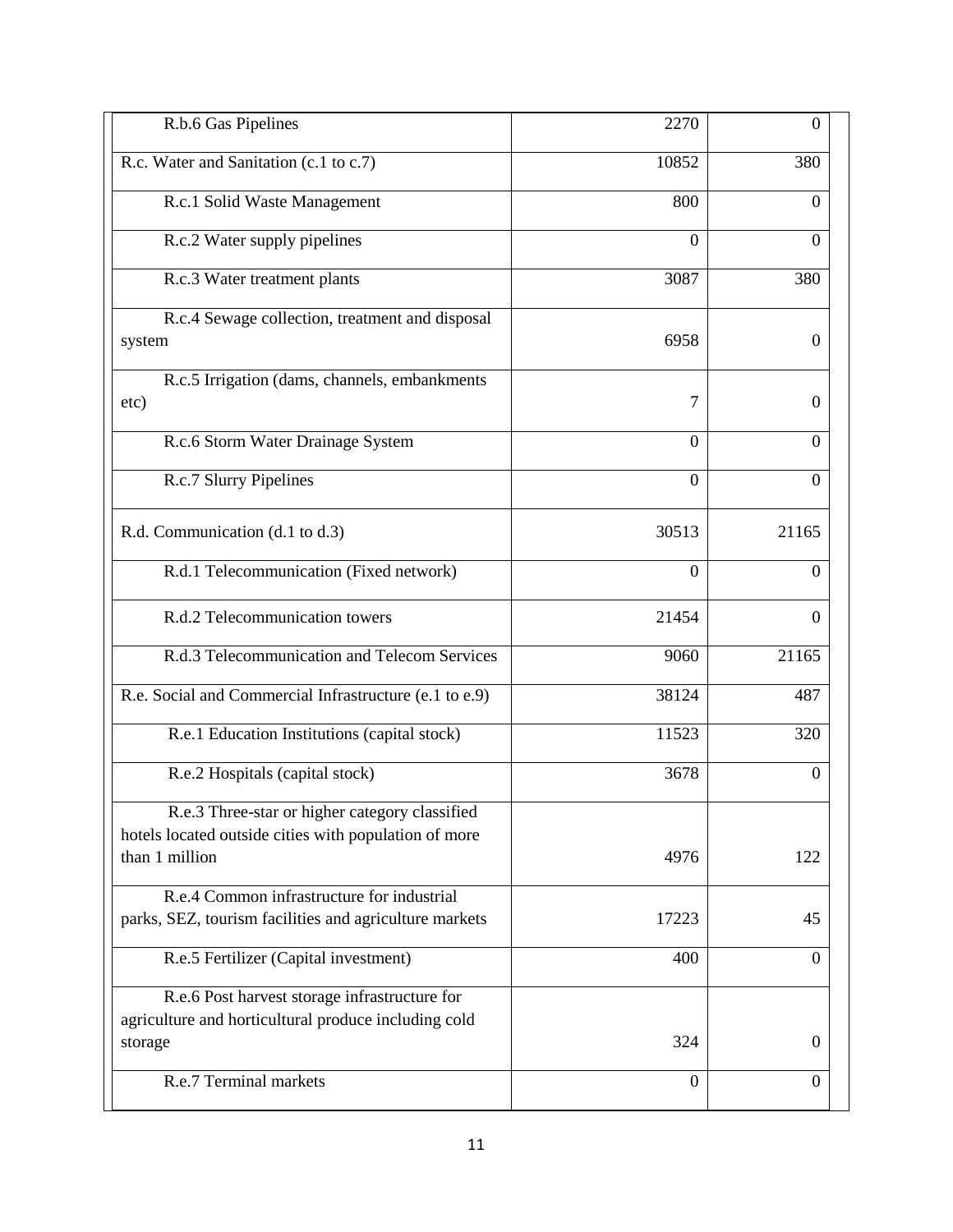| | | |
|---|---|---|
| R.b.6 Gas Pipelines | 2270 | 0 |
| R.c. Water and Sanitation (c.1 to c.7) | 10852 | 380 |
| R.c.1 Solid Waste Management | 800 | 0 |
| R.c.2 Water supply pipelines | 0 | 0 |
| R.c.3 Water treatment plants | 3087 | 380 |
| R.c.4 Sewage collection, treatment and disposal system | 6958 | 0 |
| R.c.5 Irrigation (dams, channels, embankments etc) | 7 | 0 |
| R.c.6 Storm Water Drainage System | 0 | 0 |
| R.c.7 Slurry Pipelines | 0 | 0 |
| R.d. Communication (d.1 to d.3) | 30513 | 21165 |
| R.d.1 Telecommunication (Fixed network) | 0 | 0 |
| R.d.2 Telecommunication towers | 21454 | 0 |
| R.d.3 Telecommunication and Telecom Services | 9060 | 21165 |
| R.e. Social and Commercial Infrastructure (e.1 to e.9) | 38124 | 487 |
| R.e.1 Education Institutions (capital stock) | 11523 | 320 |
| R.e.2 Hospitals (capital stock) | 3678 | 0 |
| R.e.3 Three-star or higher category classified hotels located outside cities with population of more than 1 million | 4976 | 122 |
| R.e.4 Common infrastructure for industrial parks, SEZ, tourism facilities and agriculture markets | 17223 | 45 |
| R.e.5 Fertilizer (Capital investment) | 400 | 0 |
| R.e.6 Post harvest storage infrastructure for agriculture and horticultural produce including cold storage | 324 | 0 |
| R.e.7 Terminal markets | 0 | 0 |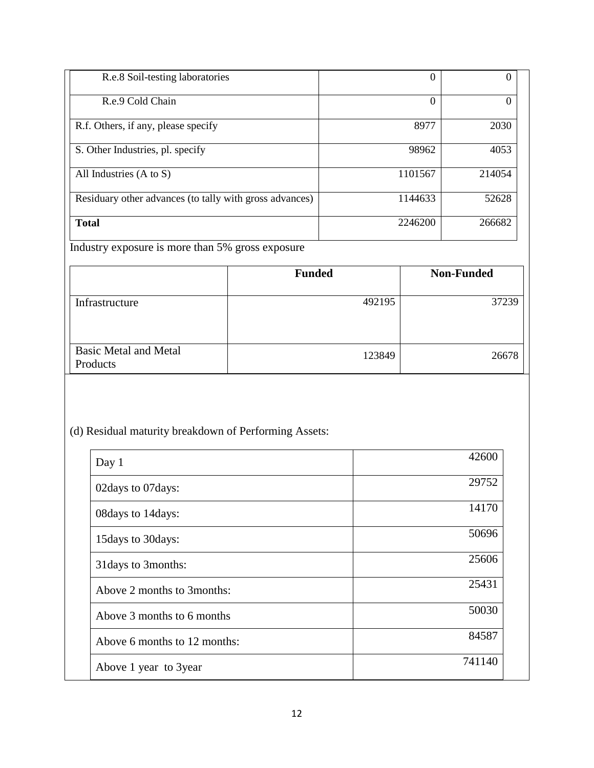| | | |
|---|---|---|
| R.e.8 Soil-testing laboratories | 0 | 0 |
| R.e.9 Cold Chain | 0 | 0 |
| R.f. Others, if any, please specify | 8977 | 2030 |
| S. Other Industries, pl. specify | 98962 | 4053 |
| All Industries (A to S) | 1101567 | 214054 |
| Residuary other advances (to tally with gross advances) | 1144633 | 52628 |
| **Total** | 2246200 | 266682 |

Industry exposure is more than 5% gross exposure

| | **Funded** | **Non-Funded** |
|---|---|---|
| Infrastructure | 492195 | 37239 |
| Basic Metal and Metal Products | 123849 | 26678 |

(d) Residual maturity breakdown of Performing Assets:

| | |
|---|---|
| Day 1 | 42600 |
| 02days to 07days: | 29752 |
| 08days to 14days: | 14170 |
| 15days to 30days: | 50696 |
| 31days to 3months: | 25606 |
| Above 2 months to 3months: | 25431 |
| Above 3 months to 6 months | 50030 |
| Above 6 months to 12 months: | 84587 |
| Above 1 year to 3year | 741140 |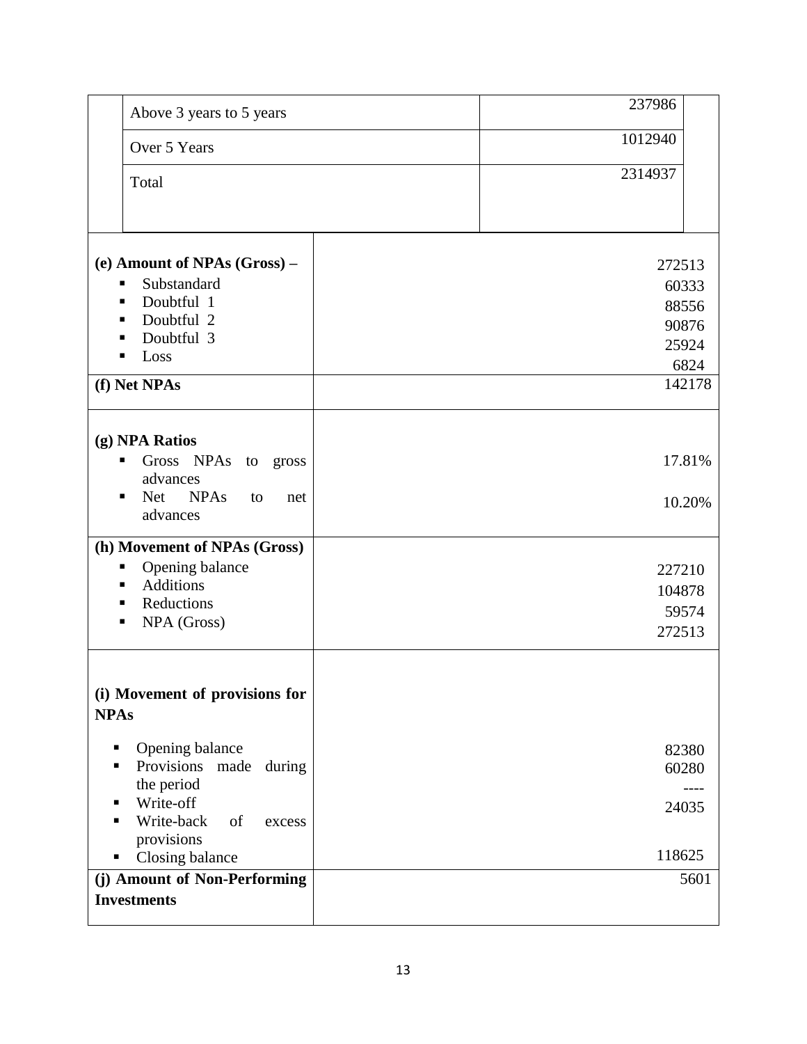| | | |
|---|---|---|
| | Above 3 years to 5 years | 237986 |
| | Over 5 Years | 1012940 |
| | Total | 2314937 |

| | |
|---|---|
| **(e) Amount of NPAs (Gross) –** | 272513 |
| ▪ Substandard | 60333 |
| ▪ Doubtful 1 | 88556 |
| ▪ Doubtful 2 | 90876 |
| ▪ Doubtful 3 | 25924 |
| ▪ Loss | 6824 |
| **(f) Net NPAs** | 142178 |
| **(g) NPA Ratios** | |
| ▪ Gross NPAs to gross advances | 17.81% |
| ▪ Net NPAs to net advances | 10.20% |
| **(h) Movement of NPAs (Gross)** | |
| ▪ Opening balance | 227210 |
| ▪ Additions | 104878 |
| ▪ Reductions | 59574 |
| ▪ NPA (Gross) | 272513 |
| **(i) Movement of provisions for NPAs** | |
| ▪ Opening balance | 82380 |
| ▪ Provisions made during the period | 60280 |
| ▪ Write-off | ---- |
| ▪ Write-back of excess provisions | 24035 |
| ▪ Closing balance | 118625 |
| **(j) Amount of Non-Performing Investments** | 5601 |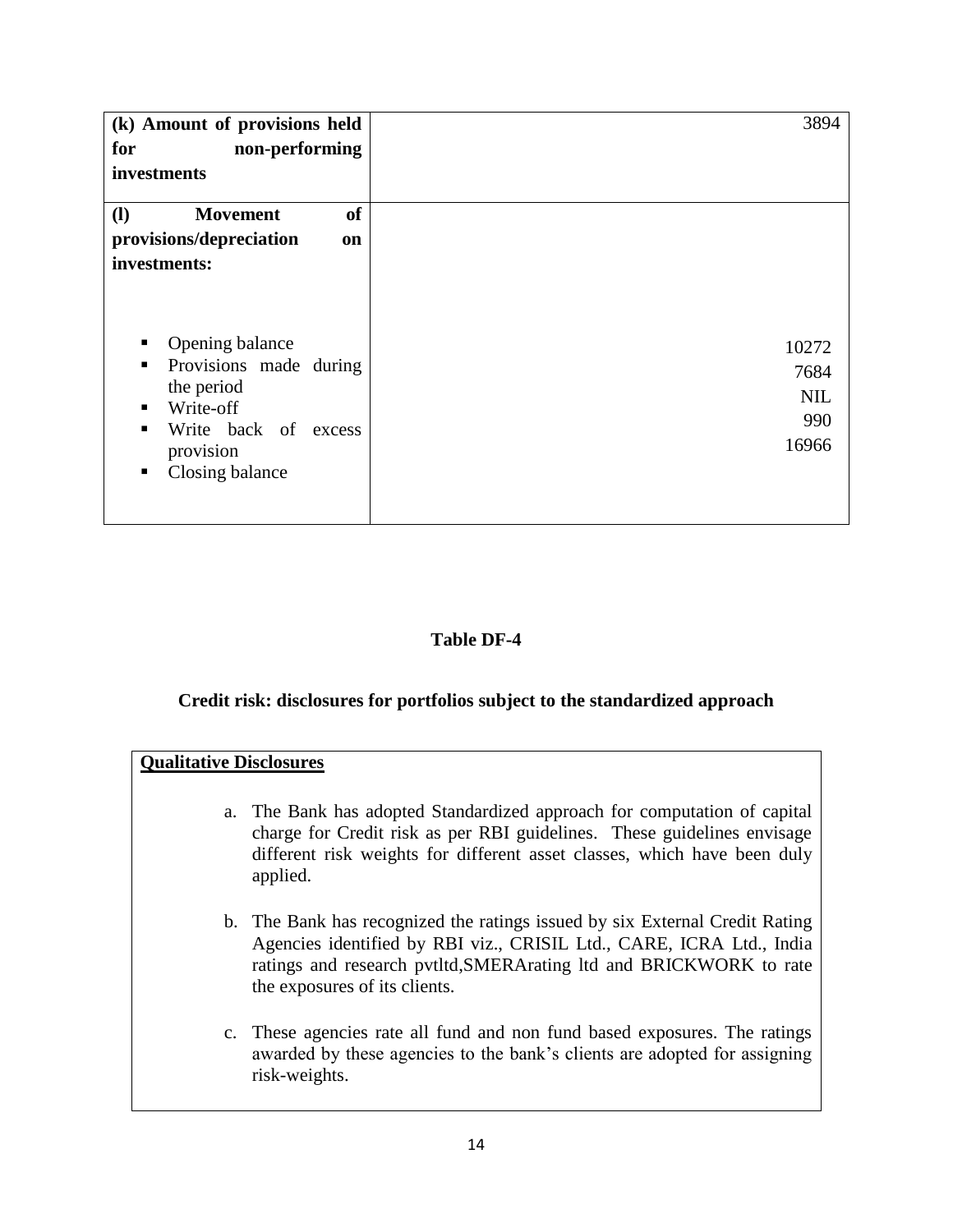| **(k) Amount of provisions held for non-performing investments** | 3894 |
|---|---|
| **(l) Movement of provisions/depreciation on investments:**<br><br>▪ Opening balance<br>▪ Provisions made during the period<br>▪ Write-off<br>▪ Write back of excess provision<br>▪ Closing balance | <br><br>10272<br>7684<br>NIL<br>990<br>16966 |

**Table DF-4**

**Credit risk: disclosures for portfolios subject to the standardized approach**

**Qualitative Disclosures**

a. The Bank has adopted Standardized approach for computation of capital charge for Credit risk as per RBI guidelines. These guidelines envisage different risk weights for different asset classes, which have been duly applied.

b. The Bank has recognized the ratings issued by six External Credit Rating Agencies identified by RBI viz., CRISIL Ltd., CARE, ICRA Ltd., India ratings and research pvtltd,SMERArating ltd and BRICKWORK to rate the exposures of its clients.

c. These agencies rate all fund and non fund based exposures. The ratings awarded by these agencies to the bank's clients are adopted for assigning risk-weights.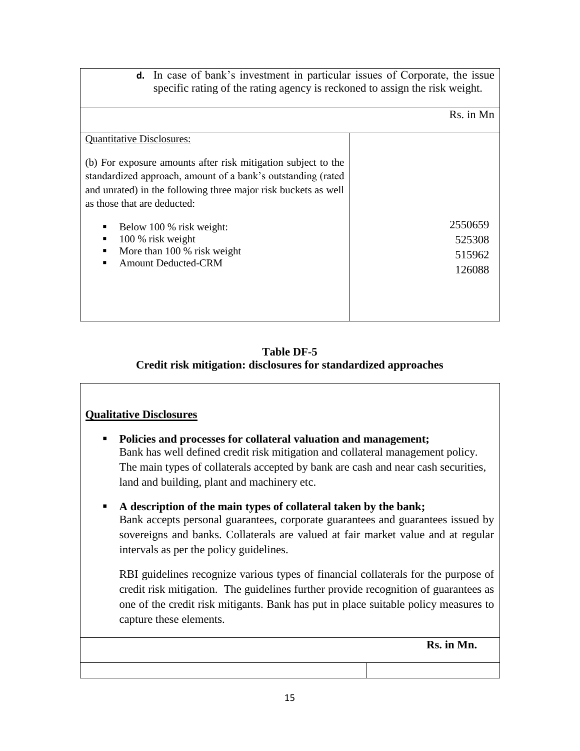**d.** In case of bank's investment in particular issues of Corporate, the issue specific rating of the rating agency is reckoned to assign the risk weight.

| | Rs. in Mn |
|---|---|
| Quantitative Disclosures: | |
| (b) For exposure amounts after risk mitigation subject to the standardized approach, amount of a bank's outstanding (rated and unrated) in the following three major risk buckets as well as those that are deducted: | |
| ▪ Below 100 % risk weight: | 2550659 |
| ▪ 100 % risk weight | 525308 |
| ▪ More than 100 % risk weight | 515962 |
| ▪ Amount Deducted-CRM | 126088 |

**Table DF-5**

**Credit risk mitigation: disclosures for standardized approaches**

**Qualitative Disclosures**

- **Policies and processes for collateral valuation and management;**
  Bank has well defined credit risk mitigation and collateral management policy. The main types of collaterals accepted by bank are cash and near cash securities, land and building, plant and machinery etc.

- **A description of the main types of collateral taken by the bank;**
  Bank accepts personal guarantees, corporate guarantees and guarantees issued by sovereigns and banks. Collaterals are valued at fair market value and at regular intervals as per the policy guidelines.

  RBI guidelines recognize various types of financial collaterals for the purpose of credit risk mitigation. The guidelines further provide recognition of guarantees as one of the credit risk mitigants. Bank has put in place suitable policy measures to capture these elements.

| | **Rs. in Mn.** |
|---|---|
| | |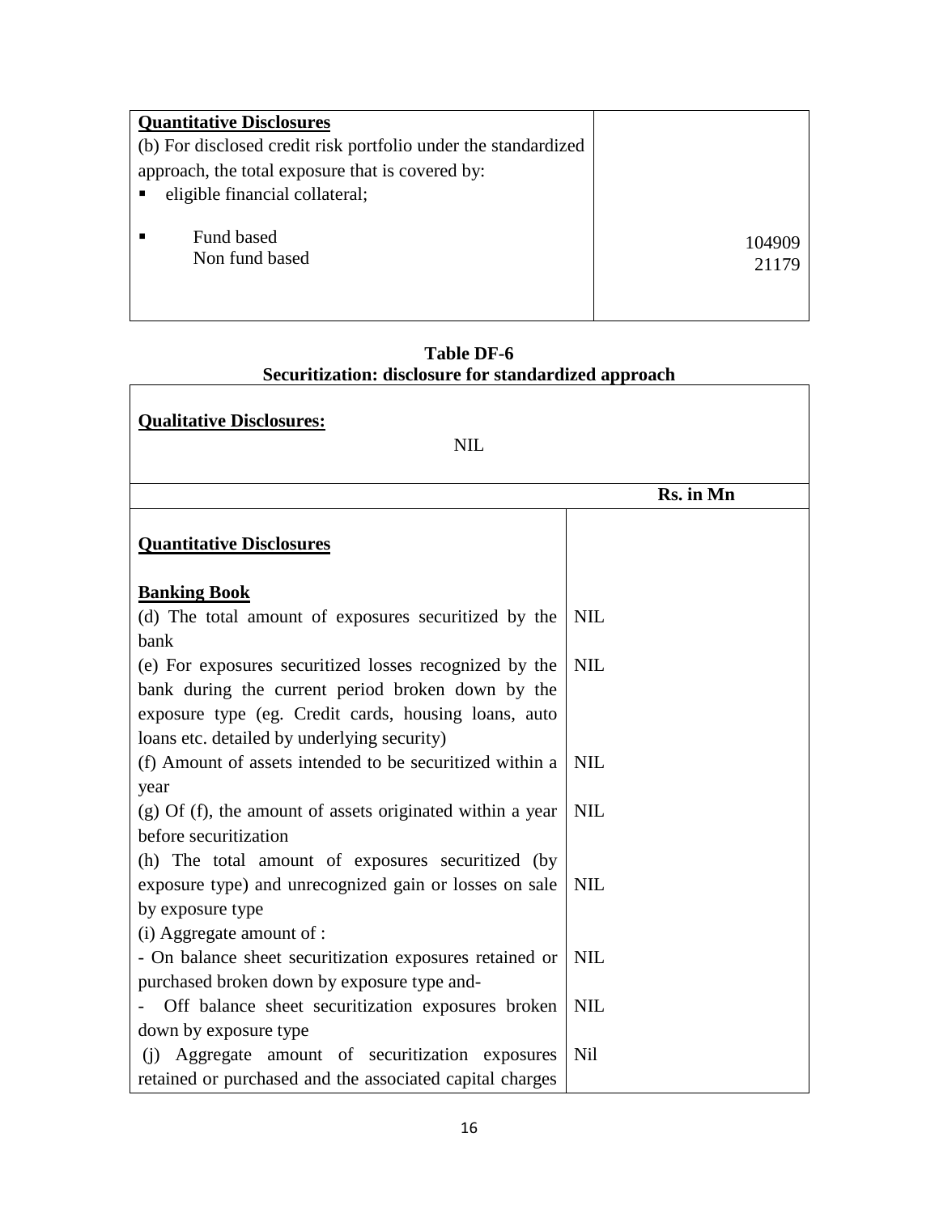| **Quantitative Disclosures** | |
|---|---|
| (b) For disclosed credit risk portfolio under the standardized approach, the total exposure that is covered by: | |
| ▪ eligible financial collateral; | |
| ▪ Fund based<br>Non fund based | 104909<br>21179 |

**Table DF-6**
**Securitization: disclosure for standardized approach**

**Qualitative Disclosures:**

NIL

| | Rs. in Mn |
|---|---|
| **Quantitative Disclosures** | |
| **Banking Book** | |
| (d) The total amount of exposures securitized by the bank | NIL |
| (e) For exposures securitized losses recognized by the bank during the current period broken down by the exposure type (eg. Credit cards, housing loans, auto loans etc. detailed by underlying security) | NIL |
| (f) Amount of assets intended to be securitized within a year | NIL |
| (g) Of (f), the amount of assets originated within a year before securitization | NIL |
| (h) The total amount of exposures securitized (by exposure type) and unrecognized gain or losses on sale by exposure type | NIL |
| (i) Aggregate amount of : | |
| - On balance sheet securitization exposures retained or purchased broken down by exposure type and- | NIL |
| - Off balance sheet securitization exposures broken down by exposure type | NIL |
| (j) Aggregate amount of securitization exposures retained or purchased and the associated capital charges | Nil |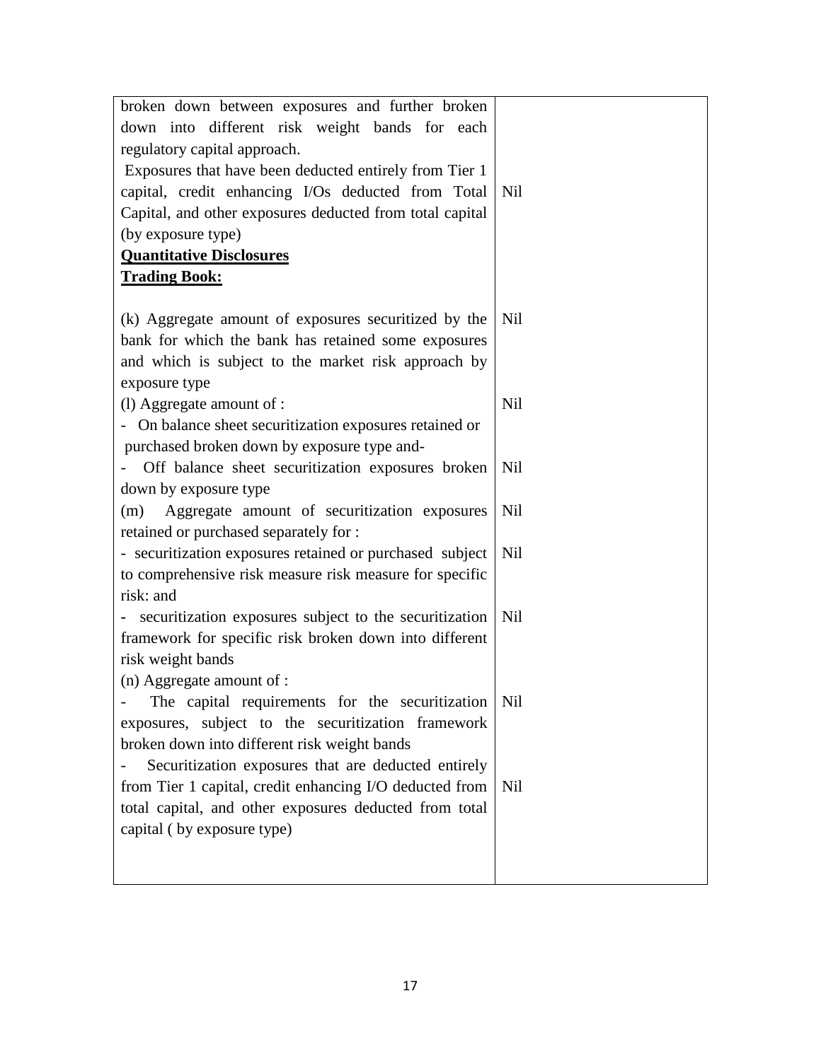| | |
|---|---|
| broken down between exposures and further broken down into different risk weight bands for each regulatory capital approach. | |
| Exposures that have been deducted entirely from Tier 1 capital, credit enhancing I/Os deducted from Total Capital, and other exposures deducted from total capital (by exposure type) | Nil |
| **<u>Quantitative Disclosures</u>** | |
| **<u>Trading Book:</u>** | |
| (k) Aggregate amount of exposures securitized by the bank for which the bank has retained some exposures and which is subject to the market risk approach by exposure type | Nil |
| (l) Aggregate amount of : | Nil |
| - On balance sheet securitization exposures retained or purchased broken down by exposure type and- | |
| - Off balance sheet securitization exposures broken down by exposure type | Nil |
| (m) Aggregate amount of securitization exposures retained or purchased separately for : | Nil |
| - securitization exposures retained or purchased subject to comprehensive risk measure risk measure for specific risk: and | Nil |
| - securitization exposures subject to the securitization framework for specific risk broken down into different risk weight bands | Nil |
| (n) Aggregate amount of : | |
| - The capital requirements for the securitization exposures, subject to the securitization framework broken down into different risk weight bands | Nil |
| - Securitization exposures that are deducted entirely from Tier 1 capital, credit enhancing I/O deducted from total capital, and other exposures deducted from total capital ( by exposure type) | Nil |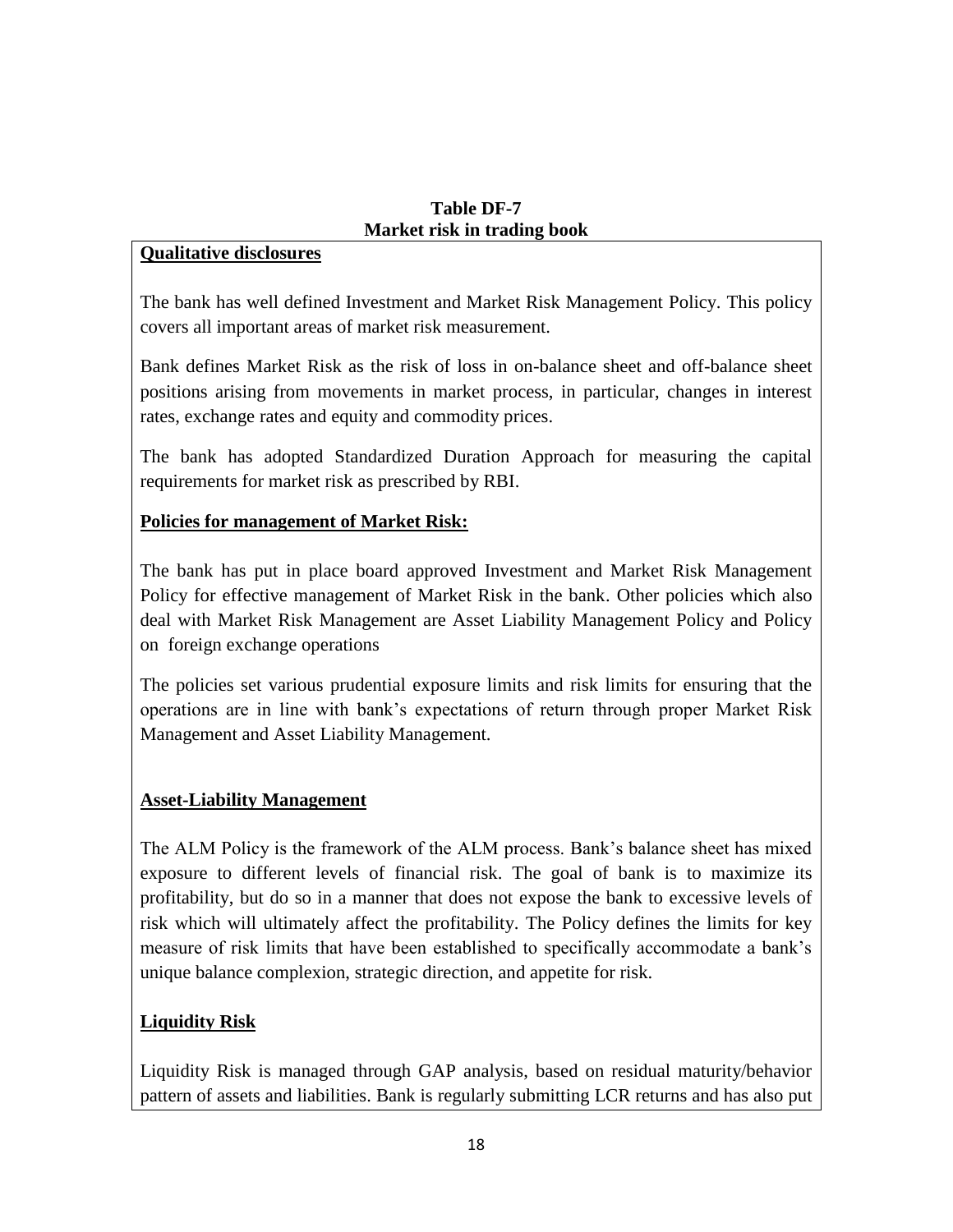**Table DF-7**
**Market risk in trading book**

**Qualitative disclosures**

The bank has well defined Investment and Market Risk Management Policy. This policy covers all important areas of market risk measurement.

Bank defines Market Risk as the risk of loss in on-balance sheet and off-balance sheet positions arising from movements in market process, in particular, changes in interest rates, exchange rates and equity and commodity prices.

The bank has adopted Standardized Duration Approach for measuring the capital requirements for market risk as prescribed by RBI.

**Policies for management of Market Risk:**

The bank has put in place board approved Investment and Market Risk Management Policy for effective management of Market Risk in the bank. Other policies which also deal with Market Risk Management are Asset Liability Management Policy and Policy on foreign exchange operations

The policies set various prudential exposure limits and risk limits for ensuring that the operations are in line with bank's expectations of return through proper Market Risk Management and Asset Liability Management.

**Asset-Liability Management**

The ALM Policy is the framework of the ALM process. Bank's balance sheet has mixed exposure to different levels of financial risk. The goal of bank is to maximize its profitability, but do so in a manner that does not expose the bank to excessive levels of risk which will ultimately affect the profitability. The Policy defines the limits for key measure of risk limits that have been established to specifically accommodate a bank's unique balance complexion, strategic direction, and appetite for risk.

**Liquidity Risk**

Liquidity Risk is managed through GAP analysis, based on residual maturity/behavior pattern of assets and liabilities. Bank is regularly submitting LCR returns and has also put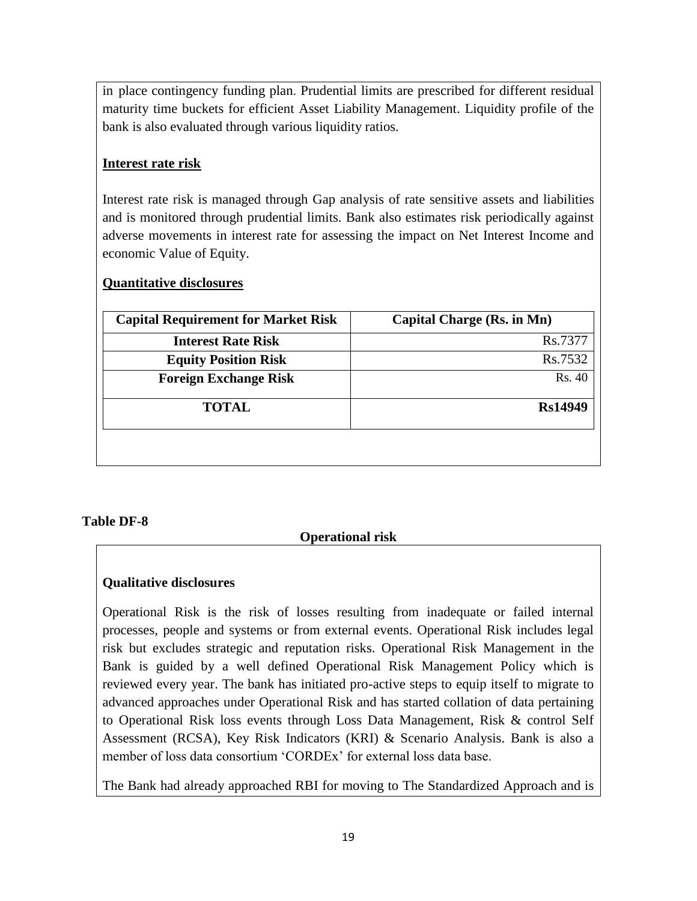in place contingency funding plan. Prudential limits are prescribed for different residual maturity time buckets for efficient Asset Liability Management. Liquidity profile of the bank is also evaluated through various liquidity ratios.

**Interest rate risk**

Interest rate risk is managed through Gap analysis of rate sensitive assets and liabilities and is monitored through prudential limits. Bank also estimates risk periodically against adverse movements in interest rate for assessing the impact on Net Interest Income and economic Value of Equity.

**Quantitative disclosures**

| Capital Requirement for Market Risk | Capital Charge (Rs. in Mn) |
|---|---|
| Interest Rate Risk | Rs.7377 |
| Equity Position Risk | Rs.7532 |
| Foreign Exchange Risk | Rs. 40 |
| **TOTAL** | **Rs14949** |

**Table DF-8**

**Operational risk**

**Qualitative disclosures**

Operational Risk is the risk of losses resulting from inadequate or failed internal processes, people and systems or from external events. Operational Risk includes legal risk but excludes strategic and reputation risks. Operational Risk Management in the Bank is guided by a well defined Operational Risk Management Policy which is reviewed every year. The bank has initiated pro-active steps to equip itself to migrate to advanced approaches under Operational Risk and has started collation of data pertaining to Operational Risk loss events through Loss Data Management, Risk & control Self Assessment (RCSA), Key Risk Indicators (KRI) & Scenario Analysis. Bank is also a member of loss data consortium 'CORDEx' for external loss data base.

The Bank had already approached RBI for moving to The Standardized Approach and is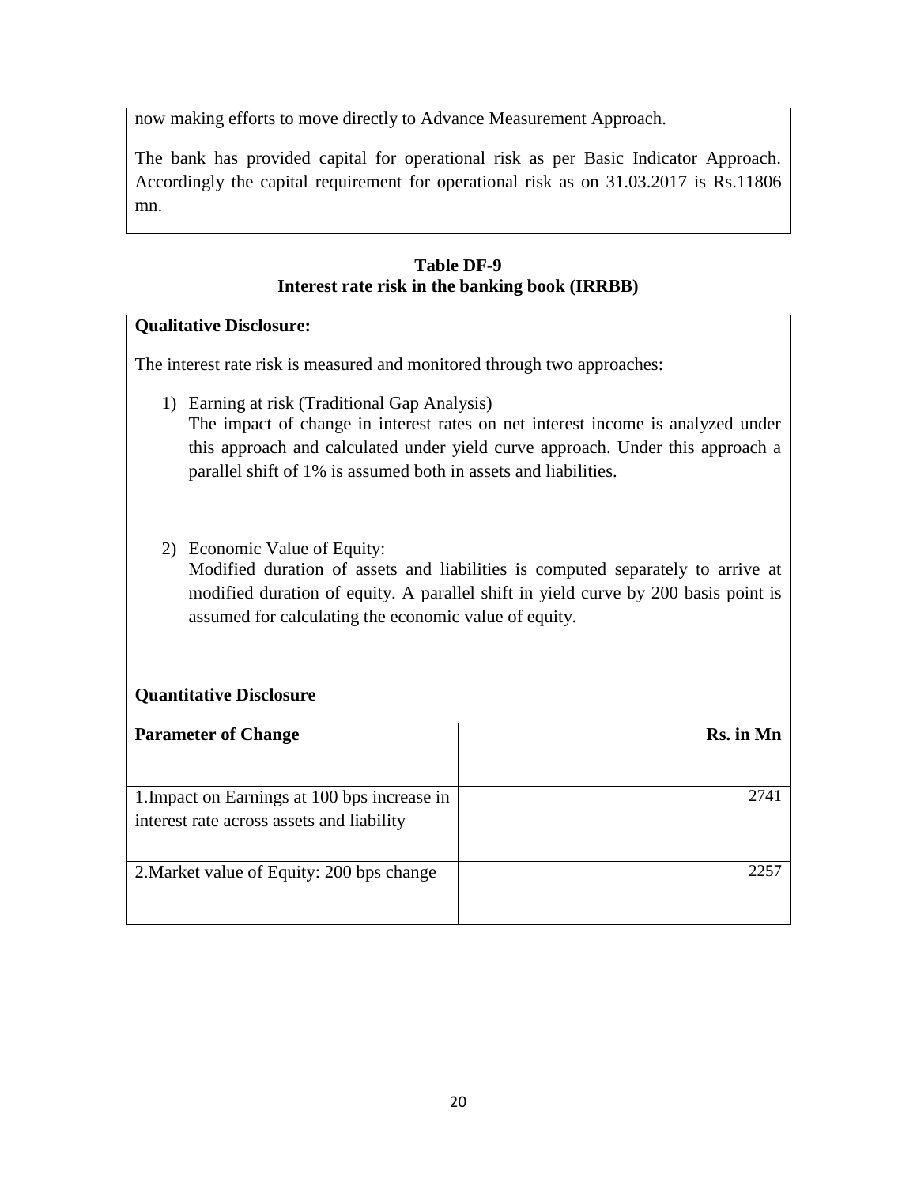now making efforts to move directly to Advance Measurement Approach.

The bank has provided capital for operational risk as per Basic Indicator Approach. Accordingly the capital requirement for operational risk as on 31.03.2017 is Rs.11806 mn.

**Table DF-9**
**Interest rate risk in the banking book (IRRBB)**

**Qualitative Disclosure:**

The interest rate risk is measured and monitored through two approaches:

1) Earning at risk (Traditional Gap Analysis)
   The impact of change in interest rates on net interest income is analyzed under this approach and calculated under yield curve approach. Under this approach a parallel shift of 1% is assumed both in assets and liabilities.

2) Economic Value of Equity:
   Modified duration of assets and liabilities is computed separately to arrive at modified duration of equity. A parallel shift in yield curve by 200 basis point is assumed for calculating the economic value of equity.

**Quantitative Disclosure**

| **Parameter of Change** | **Rs. in Mn** |
|---|---|
| 1.Impact on Earnings at 100 bps increase in interest rate across assets and liability | 2741 |
| 2.Market value of Equity: 200 bps change | 2257 |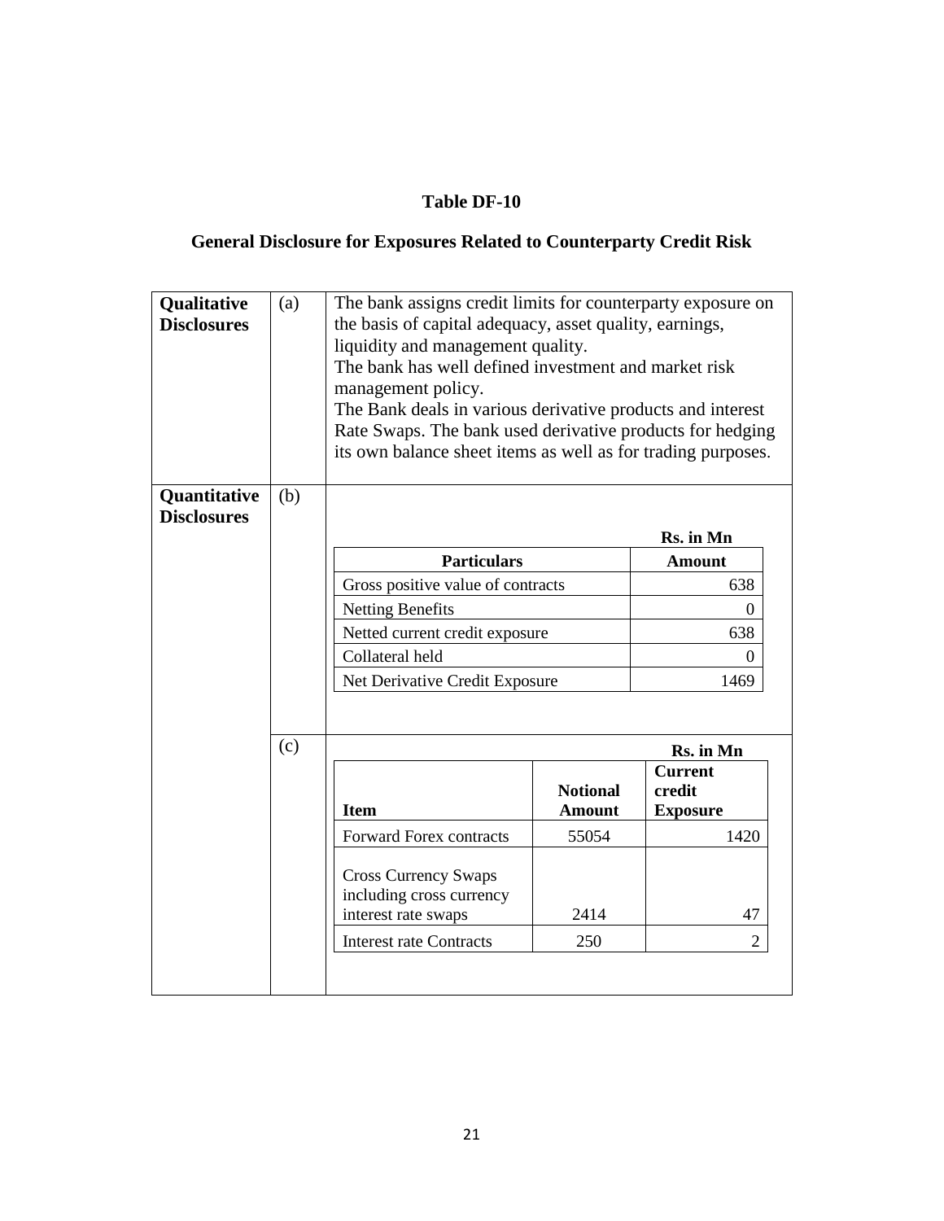# Table DF-10

## General Disclosure for Exposures Related to Counterparty Credit Risk

**Qualitative Disclosures**

(a)

The bank assigns credit limits for counterparty exposure on the basis of capital adequacy, asset quality, earnings, liquidity and management quality.
The bank has well defined investment and market risk management policy.
The Bank deals in various derivative products and interest Rate Swaps. The bank used derivative products for hedging its own balance sheet items as well as for trading purposes.

**Quantitative Disclosures**

(b)

**Rs. in Mn**

| Particulars | Amount |
|---|---|
| Gross positive value of contracts | 638 |
| Netting Benefits | 0 |
| Netted current credit exposure | 638 |
| Collateral held | 0 |
| Net Derivative Credit Exposure | 1469 |

(c)

**Rs. in Mn**

| Item | Notional Amount | Current credit Exposure |
|---|---|---|
| Forward Forex contracts | 55054 | 1420 |
| Cross Currency Swaps including cross currency interest rate swaps | 2414 | 47 |
| Interest rate Contracts | 250 | 2 |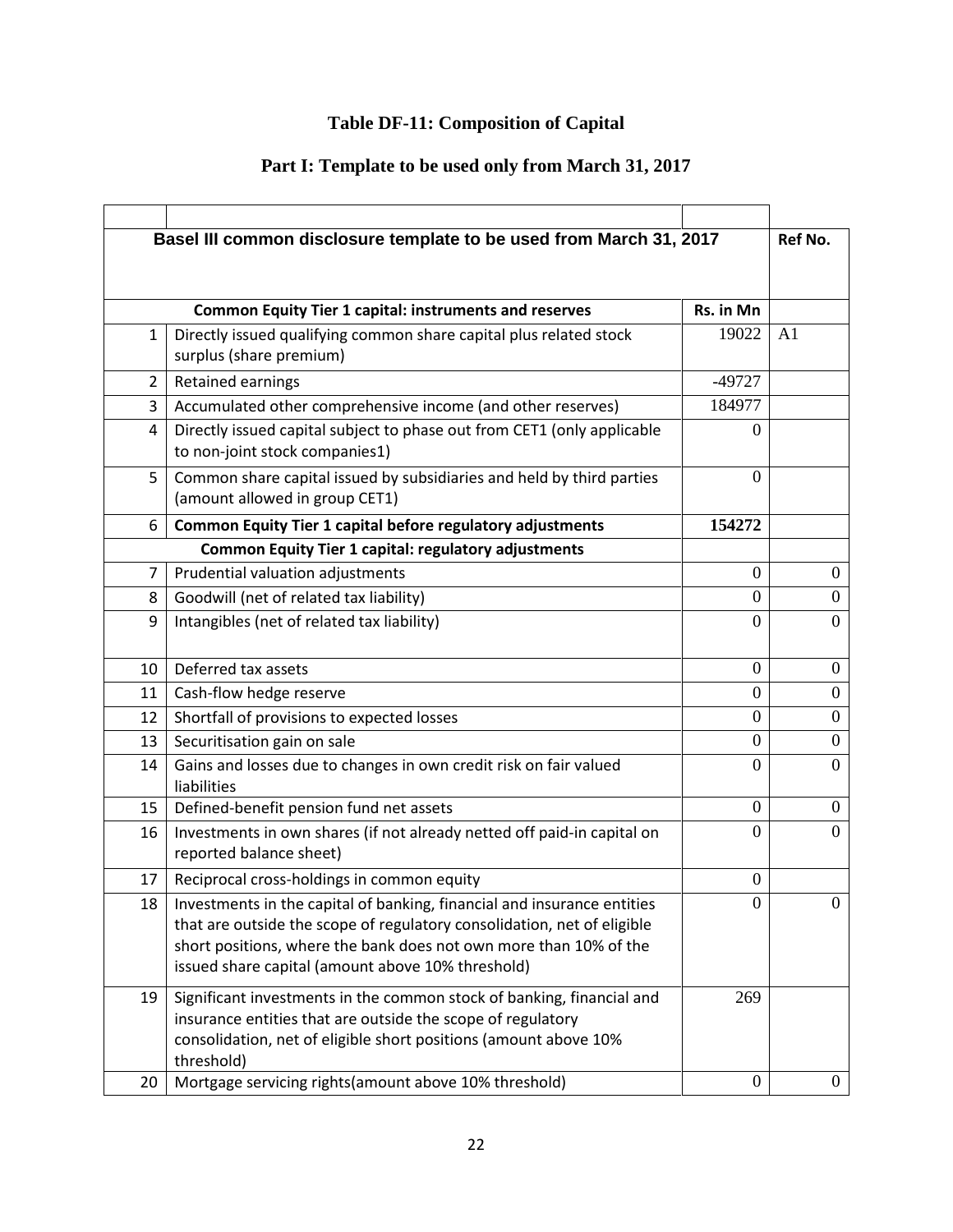# Table DF-11: Composition of Capital

## Part I: Template to be used only from March 31, 2017

| | Basel III common disclosure template to be used from March 31, 2017 | | Ref No. |
|---|---|---|---|
| | **Common Equity Tier 1 capital: instruments and reserves** | **Rs. in Mn** | |
| 1 | Directly issued qualifying common share capital plus related stock surplus (share premium) | 19022 | A1 |
| 2 | Retained earnings | -49727 | |
| 3 | Accumulated other comprehensive income (and other reserves) | 184977 | |
| 4 | Directly issued capital subject to phase out from CET1 (only applicable to non-joint stock companies1) | 0 | |
| 5 | Common share capital issued by subsidiaries and held by third parties (amount allowed in group CET1) | 0 | |
| 6 | **Common Equity Tier 1 capital before regulatory adjustments** | **154272** | |
| | **Common Equity Tier 1 capital: regulatory adjustments** | | |
| 7 | Prudential valuation adjustments | 0 | 0 |
| 8 | Goodwill (net of related tax liability) | 0 | 0 |
| 9 | Intangibles (net of related tax liability) | 0 | 0 |
| 10 | Deferred tax assets | 0 | 0 |
| 11 | Cash-flow hedge reserve | 0 | 0 |
| 12 | Shortfall of provisions to expected losses | 0 | 0 |
| 13 | Securitisation gain on sale | 0 | 0 |
| 14 | Gains and losses due to changes in own credit risk on fair valued liabilities | 0 | 0 |
| 15 | Defined-benefit pension fund net assets | 0 | 0 |
| 16 | Investments in own shares (if not already netted off paid-in capital on reported balance sheet) | 0 | 0 |
| 17 | Reciprocal cross-holdings in common equity | 0 | |
| 18 | Investments in the capital of banking, financial and insurance entities that are outside the scope of regulatory consolidation, net of eligible short positions, where the bank does not own more than 10% of the issued share capital (amount above 10% threshold) | 0 | 0 |
| 19 | Significant investments in the common stock of banking, financial and insurance entities that are outside the scope of regulatory consolidation, net of eligible short positions (amount above 10% threshold) | 269 | |
| 20 | Mortgage servicing rights(amount above 10% threshold) | 0 | 0 |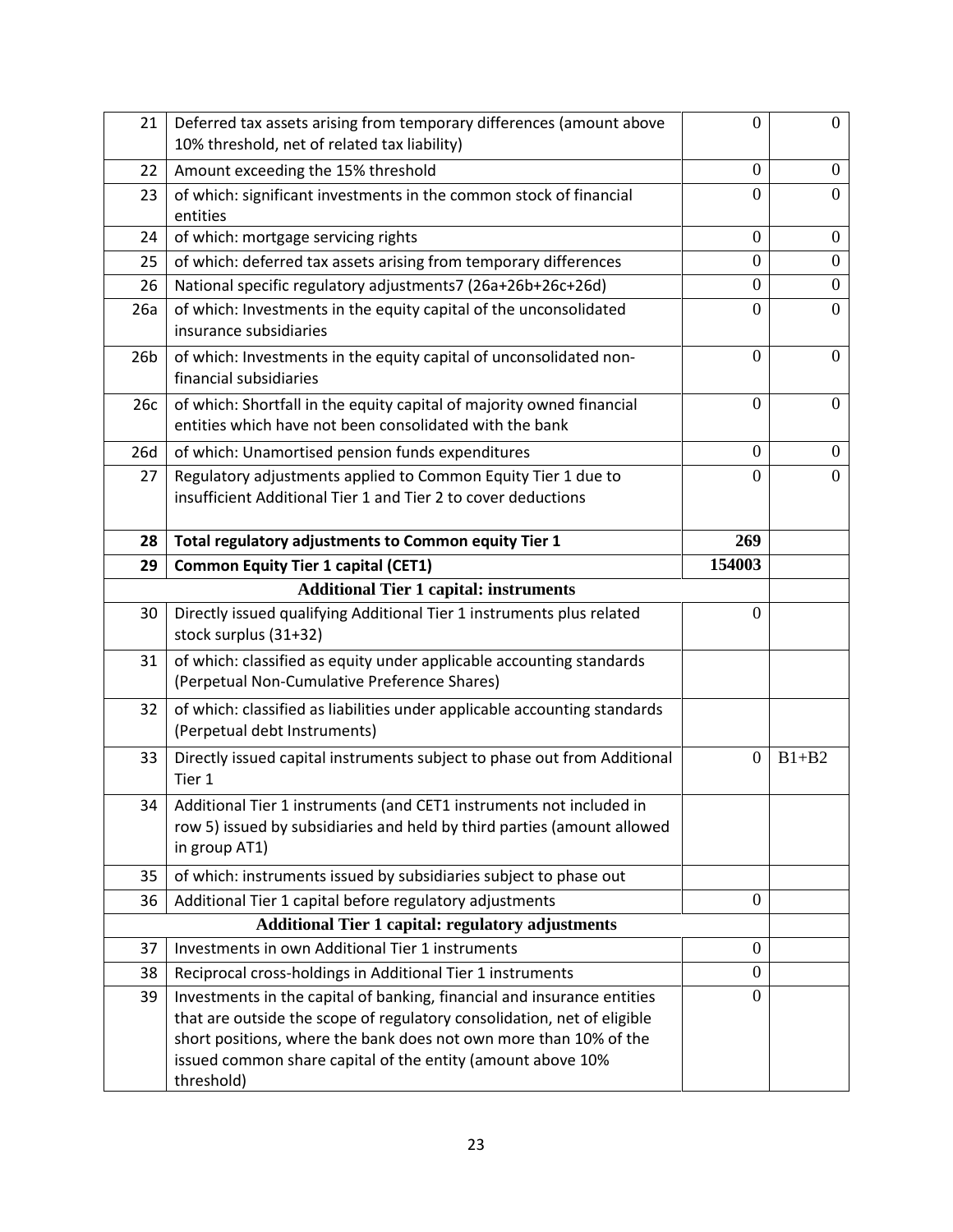| | | | |
|---|---|---|---|
| 21 | Deferred tax assets arising from temporary differences (amount above 10% threshold, net of related tax liability) | 0 | 0 |
| 22 | Amount exceeding the 15% threshold | 0 | 0 |
| 23 | of which: significant investments in the common stock of financial entities | 0 | 0 |
| 24 | of which: mortgage servicing rights | 0 | 0 |
| 25 | of which: deferred tax assets arising from temporary differences | 0 | 0 |
| 26 | National specific regulatory adjustments7 (26a+26b+26c+26d) | 0 | 0 |
| 26a | of which: Investments in the equity capital of the unconsolidated insurance subsidiaries | 0 | 0 |
| 26b | of which: Investments in the equity capital of unconsolidated non-financial subsidiaries | 0 | 0 |
| 26c | of which: Shortfall in the equity capital of majority owned financial entities which have not been consolidated with the bank | 0 | 0 |
| 26d | of which: Unamortised pension funds expenditures | 0 | 0 |
| 27 | Regulatory adjustments applied to Common Equity Tier 1 due to insufficient Additional Tier 1 and Tier 2 to cover deductions | 0 | 0 |
| **28** | **Total regulatory adjustments to Common equity Tier 1** | **269** | |
| **29** | **Common Equity Tier 1 capital (CET1)** | **154003** | |
| | **Additional Tier 1 capital: instruments** | | |
| 30 | Directly issued qualifying Additional Tier 1 instruments plus related stock surplus (31+32) | 0 | |
| 31 | of which: classified as equity under applicable accounting standards (Perpetual Non-Cumulative Preference Shares) | | |
| 32 | of which: classified as liabilities under applicable accounting standards (Perpetual debt Instruments) | | |
| 33 | Directly issued capital instruments subject to phase out from Additional Tier 1 | 0 | B1+B2 |
| 34 | Additional Tier 1 instruments (and CET1 instruments not included in row 5) issued by subsidiaries and held by third parties (amount allowed in group AT1) | | |
| 35 | of which: instruments issued by subsidiaries subject to phase out | | |
| 36 | Additional Tier 1 capital before regulatory adjustments | 0 | |
| | **Additional Tier 1 capital: regulatory adjustments** | | |
| 37 | Investments in own Additional Tier 1 instruments | 0 | |
| 38 | Reciprocal cross-holdings in Additional Tier 1 instruments | 0 | |
| 39 | Investments in the capital of banking, financial and insurance entities that are outside the scope of regulatory consolidation, net of eligible short positions, where the bank does not own more than 10% of the issued common share capital of the entity (amount above 10% threshold) | 0 | |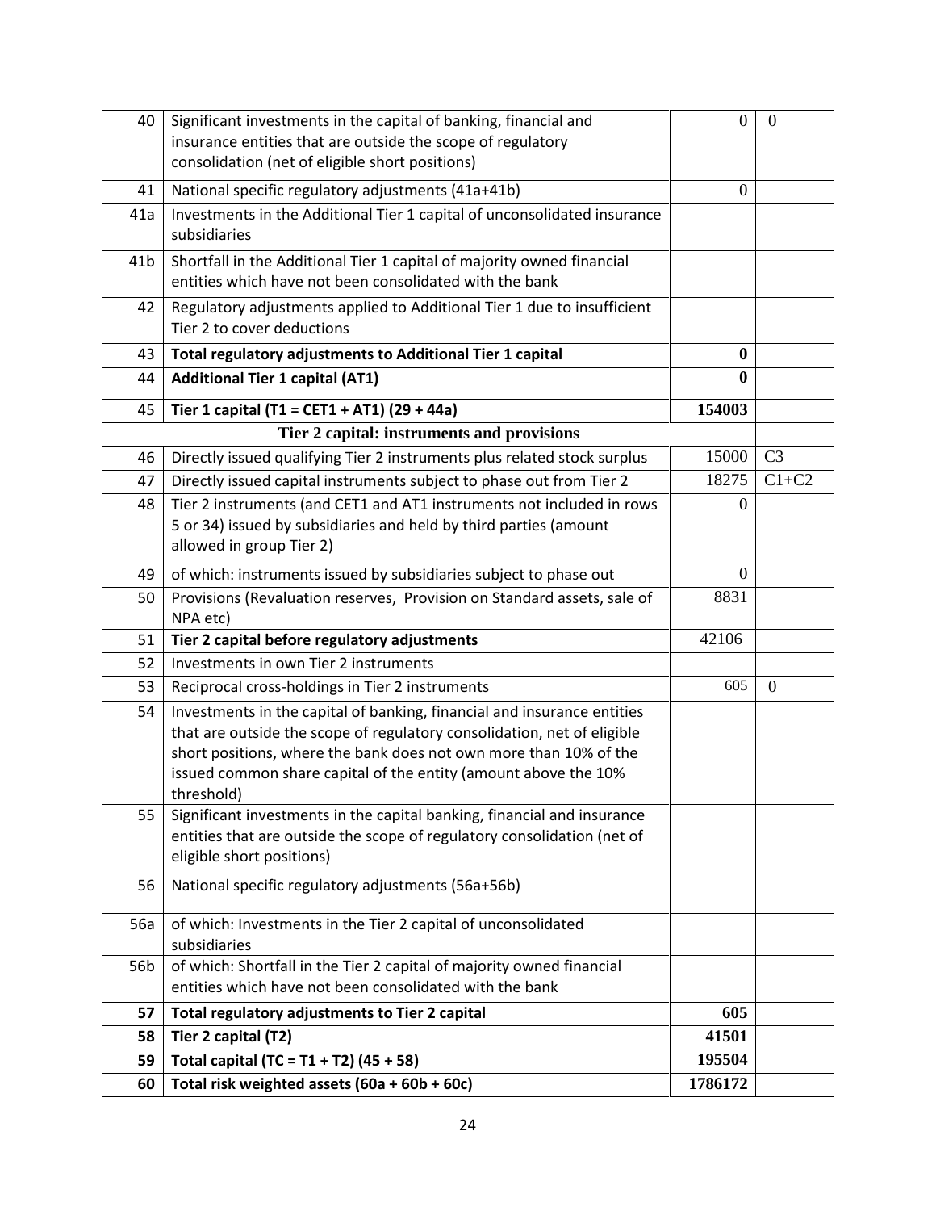| | | | |
|---|---|---|---|
| 40 | Significant investments in the capital of banking, financial and insurance entities that are outside the scope of regulatory consolidation (net of eligible short positions) | 0 | 0 |
| 41 | National specific regulatory adjustments (41a+41b) | 0 | |
| 41a | Investments in the Additional Tier 1 capital of unconsolidated insurance subsidiaries | | |
| 41b | Shortfall in the Additional Tier 1 capital of majority owned financial entities which have not been consolidated with the bank | | |
| 42 | Regulatory adjustments applied to Additional Tier 1 due to insufficient Tier 2 to cover deductions | | |
| 43 | **Total regulatory adjustments to Additional Tier 1 capital** | **0** | |
| 44 | **Additional Tier 1 capital (AT1)** | **0** | |
| 45 | **Tier 1 capital (T1 = CET1 + AT1) (29 + 44a)** | **154003** | |
| | **Tier 2 capital: instruments and provisions** | | |
| 46 | Directly issued qualifying Tier 2 instruments plus related stock surplus | 15000 | C3 |
| 47 | Directly issued capital instruments subject to phase out from Tier 2 | 18275 | C1+C2 |
| 48 | Tier 2 instruments (and CET1 and AT1 instruments not included in rows 5 or 34) issued by subsidiaries and held by third parties (amount allowed in group Tier 2) | 0 | |
| 49 | of which: instruments issued by subsidiaries subject to phase out | 0 | |
| 50 | Provisions (Revaluation reserves, Provision on Standard assets, sale of NPA etc) | 8831 | |
| 51 | **Tier 2 capital before regulatory adjustments** | 42106 | |
| 52 | Investments in own Tier 2 instruments | | |
| 53 | Reciprocal cross-holdings in Tier 2 instruments | 605 | 0 |
| 54 | Investments in the capital of banking, financial and insurance entities that are outside the scope of regulatory consolidation, net of eligible short positions, where the bank does not own more than 10% of the issued common share capital of the entity (amount above the 10% threshold) | | |
| 55 | Significant investments in the capital banking, financial and insurance entities that are outside the scope of regulatory consolidation (net of eligible short positions) | | |
| 56 | National specific regulatory adjustments (56a+56b) | | |
| 56a | of which: Investments in the Tier 2 capital of unconsolidated subsidiaries | | |
| 56b | of which: Shortfall in the Tier 2 capital of majority owned financial entities which have not been consolidated with the bank | | |
| **57** | **Total regulatory adjustments to Tier 2 capital** | **605** | |
| **58** | **Tier 2 capital (T2)** | **41501** | |
| **59** | **Total capital (TC = T1 + T2) (45 + 58)** | **195504** | |
| **60** | **Total risk weighted assets (60a + 60b + 60c)** | **1786172** | |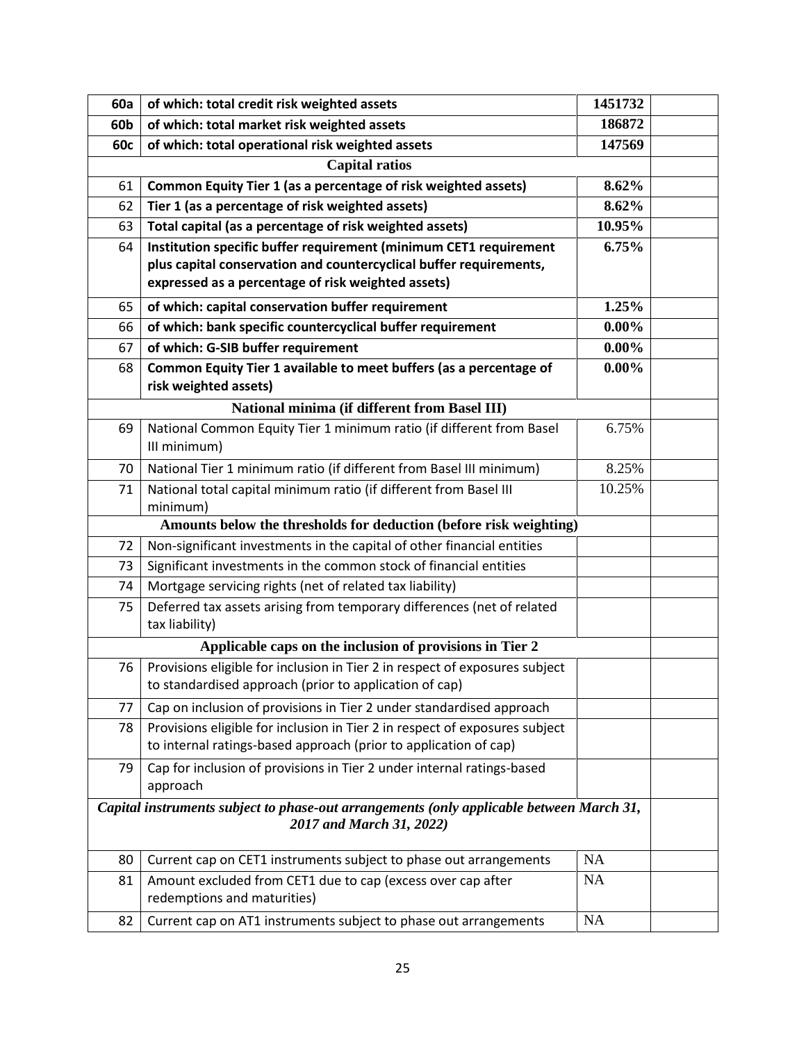| | | | |
|---|---|---|---|
| **60a** | **of which: total credit risk weighted assets** | **1451732** | |
| **60b** | **of which: total market risk weighted assets** | **186872** | |
| **60c** | **of which: total operational risk weighted assets** | **147569** | |
| | **Capital ratios** | | |
| 61 | **Common Equity Tier 1 (as a percentage of risk weighted assets)** | **8.62%** | |
| 62 | **Tier 1 (as a percentage of risk weighted assets)** | **8.62%** | |
| 63 | **Total capital (as a percentage of risk weighted assets)** | **10.95%** | |
| 64 | **Institution specific buffer requirement (minimum CET1 requirement plus capital conservation and countercyclical buffer requirements, expressed as a percentage of risk weighted assets)** | **6.75%** | |
| 65 | **of which: capital conservation buffer requirement** | **1.25%** | |
| 66 | **of which: bank specific countercyclical buffer requirement** | **0.00%** | |
| 67 | **of which: G-SIB buffer requirement** | **0.00%** | |
| 68 | **Common Equity Tier 1 available to meet buffers (as a percentage of risk weighted assets)** | **0.00%** | |
| | **National minima (if different from Basel III)** | | |
| 69 | National Common Equity Tier 1 minimum ratio (if different from Basel III minimum) | 6.75% | |
| 70 | National Tier 1 minimum ratio (if different from Basel III minimum) | 8.25% | |
| 71 | National total capital minimum ratio (if different from Basel III minimum) | 10.25% | |
| | **Amounts below the thresholds for deduction (before risk weighting)** | | |
| 72 | Non-significant investments in the capital of other financial entities | | |
| 73 | Significant investments in the common stock of financial entities | | |
| 74 | Mortgage servicing rights (net of related tax liability) | | |
| 75 | Deferred tax assets arising from temporary differences (net of related tax liability) | | |
| | **Applicable caps on the inclusion of provisions in Tier 2** | | |
| 76 | Provisions eligible for inclusion in Tier 2 in respect of exposures subject to standardised approach (prior to application of cap) | | |
| 77 | Cap on inclusion of provisions in Tier 2 under standardised approach | | |
| 78 | Provisions eligible for inclusion in Tier 2 in respect of exposures subject to internal ratings-based approach (prior to application of cap) | | |
| 79 | Cap for inclusion of provisions in Tier 2 under internal ratings-based approach | | |
| | ***Capital instruments subject to phase-out arrangements (only applicable between March 31, 2017 and March 31, 2022)*** | | |
| 80 | Current cap on CET1 instruments subject to phase out arrangements | NA | |
| 81 | Amount excluded from CET1 due to cap (excess over cap after redemptions and maturities) | NA | |
| 82 | Current cap on AT1 instruments subject to phase out arrangements | NA | |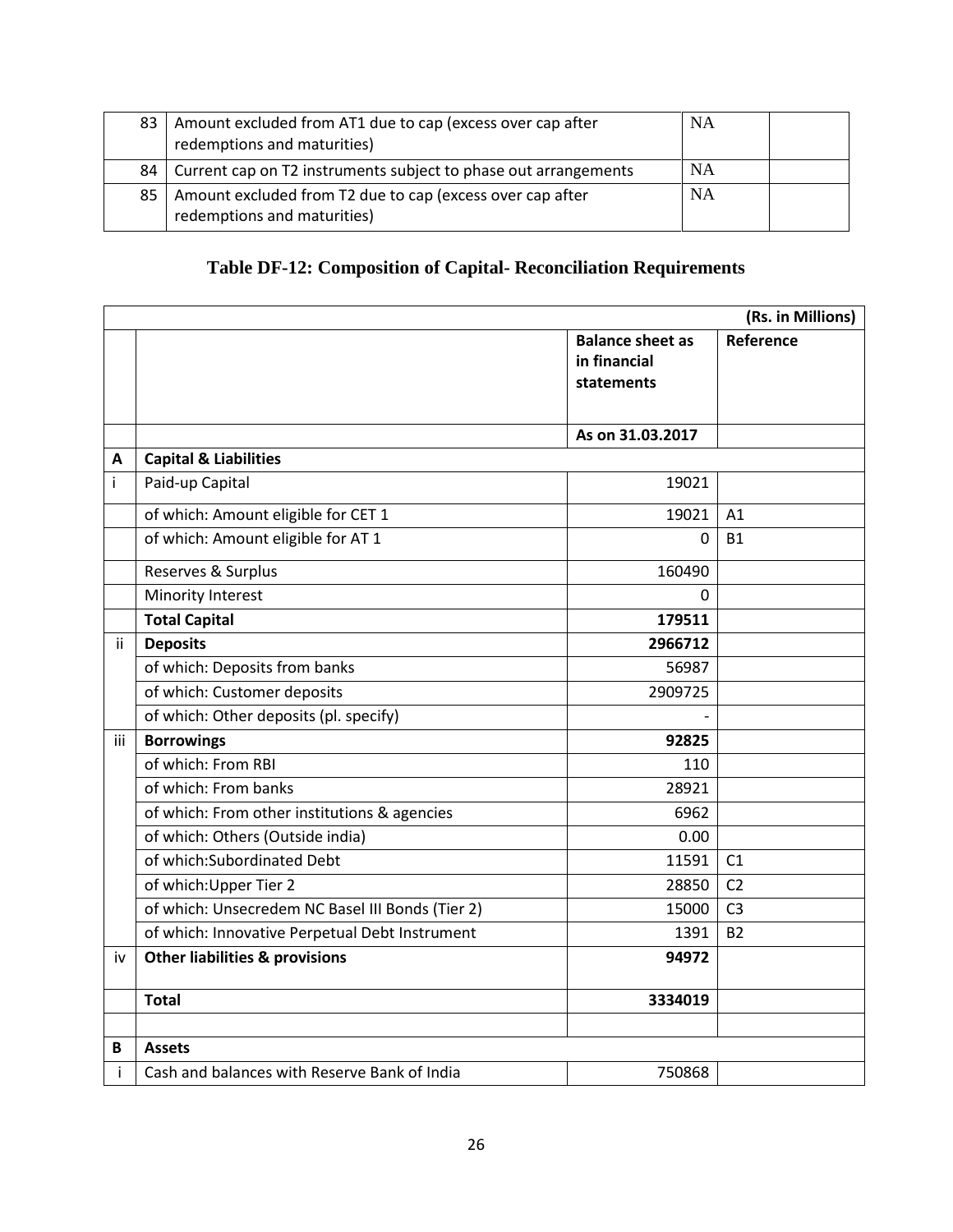| 83 | Amount excluded from AT1 due to cap (excess over cap after redemptions and maturities) | NA | |
|---|---|---|---|
| 84 | Current cap on T2 instruments subject to phase out arrangements | NA | |
| 85 | Amount excluded from T2 due to cap (excess over cap after redemptions and maturities) | NA | |

## Table DF-12: Composition of Capital- Reconciliation Requirements

| | | | (Rs. in Millions) |
|---|---|---|---|
| | | **Balance sheet as in financial statements** | **Reference** |
| | | **As on 31.03.2017** | |
| **A** | **Capital & Liabilities** | | |
| i | Paid-up Capital | 19021 | |
| | of which: Amount eligible for CET 1 | 19021 | A1 |
| | of which: Amount eligible for AT 1 | 0 | B1 |
| | Reserves & Surplus | 160490 | |
| | Minority Interest | 0 | |
| | **Total Capital** | **179511** | |
| ii | **Deposits** | **2966712** | |
| | of which: Deposits from banks | 56987 | |
| | of which: Customer deposits | 2909725 | |
| | of which: Other deposits (pl. specify) | - | |
| iii | **Borrowings** | **92825** | |
| | of which: From RBI | 110 | |
| | of which: From banks | 28921 | |
| | of which: From other institutions & agencies | 6962 | |
| | of which: Others (Outside india) | 0.00 | |
| | of which:Subordinated Debt | 11591 | C1 |
| | of which:Upper Tier 2 | 28850 | C2 |
| | of which: Unsecredem NC Basel III Bonds (Tier 2) | 15000 | C3 |
| | of which: Innovative Perpetual Debt Instrument | 1391 | B2 |
| iv | **Other liabilities & provisions** | **94972** | |
| | **Total** | **3334019** | |
| | | | |
| **B** | **Assets** | | |
| i | Cash and balances with Reserve Bank of India | 750868 | |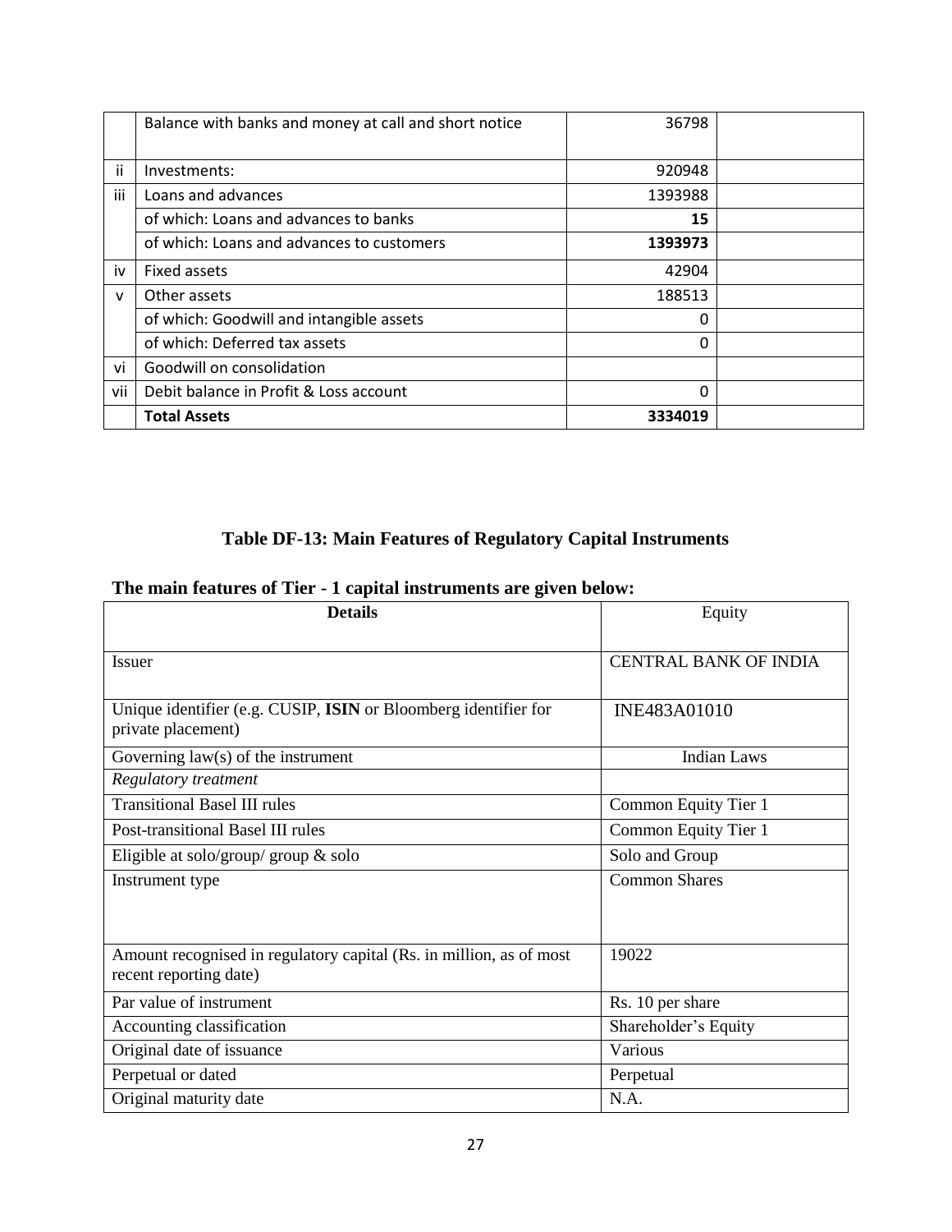|  | Balance with banks and money at call and short notice | 36798 |  |
|---|---|---|---|
| ii | Investments: | 920948 |  |
| iii | Loans and advances | 1393988 |  |
|  | of which: Loans and advances to banks | **15** |  |
|  | of which: Loans and advances to customers | **1393973** |  |
| iv | Fixed assets | 42904 |  |
| v | Other assets | 188513 |  |
|  | of which: Goodwill and intangible assets | 0 |  |
|  | of which: Deferred tax assets | 0 |  |
| vi | Goodwill on consolidation |  |  |
| vii | Debit balance in Profit & Loss account | 0 |  |
|  | **Total Assets** | **3334019** |  |

## Table DF-13: Main Features of Regulatory Capital Instruments

### The main features of Tier - 1 capital instruments are given below:

| **Details** | Equity |
|---|---|
| Issuer | CENTRAL BANK OF INDIA |
| Unique identifier (e.g. CUSIP, **ISIN** or Bloomberg identifier for private placement) | INE483A01010 |
| Governing law(s) of the instrument | Indian Laws |
| *Regulatory treatment* |  |
| Transitional Basel III rules | Common Equity Tier 1 |
| Post-transitional Basel III rules | Common Equity Tier 1 |
| Eligible at solo/group/ group & solo | Solo and Group |
| Instrument type | Common Shares |
| Amount recognised in regulatory capital (Rs. in million, as of most recent reporting date) | 19022 |
| Par value of instrument | Rs. 10 per share |
| Accounting classification | Shareholder's Equity |
| Original date of issuance | Various |
| Perpetual or dated | Perpetual |
| Original maturity date | N.A. |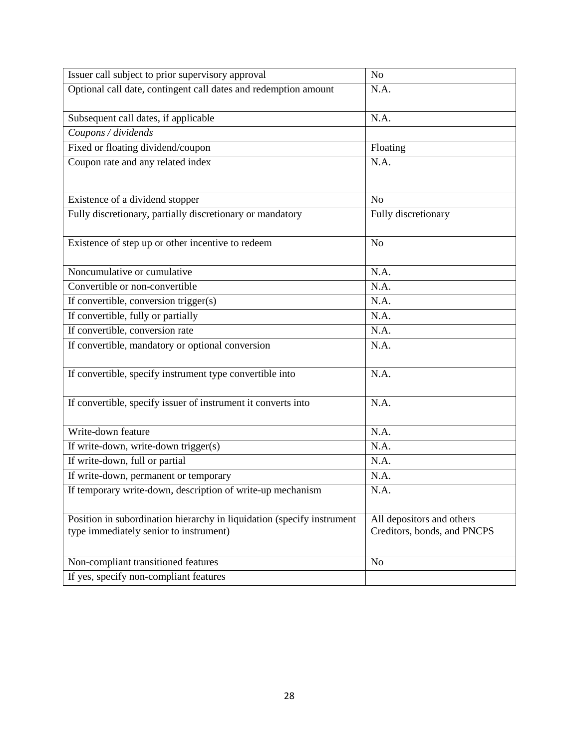| Issuer call subject to prior supervisory approval | No |
|---|---|
| Optional call date, contingent call dates and redemption amount | N.A. |
| Subsequent call dates, if applicable | N.A. |
| *Coupons / dividends* | |
| Fixed or floating dividend/coupon | Floating |
| Coupon rate and any related index | N.A. |
| Existence of a dividend stopper | No |
| Fully discretionary, partially discretionary or mandatory | Fully discretionary |
| Existence of step up or other incentive to redeem | No |
| Noncumulative or cumulative | N.A. |
| Convertible or non-convertible | N.A. |
| If convertible, conversion trigger(s) | N.A. |
| If convertible, fully or partially | N.A. |
| If convertible, conversion rate | N.A. |
| If convertible, mandatory or optional conversion | N.A. |
| If convertible, specify instrument type convertible into | N.A. |
| If convertible, specify issuer of instrument it converts into | N.A. |
| Write-down feature | N.A. |
| If write-down, write-down trigger(s) | N.A. |
| If write-down, full or partial | N.A. |
| If write-down, permanent or temporary | N.A. |
| If temporary write-down, description of write-up mechanism | N.A. |
| Position in subordination hierarchy in liquidation (specify instrument type immediately senior to instrument) | All depositors and others Creditors, bonds, and PNCPS |
| Non-compliant transitioned features | No |
| If yes, specify non-compliant features | |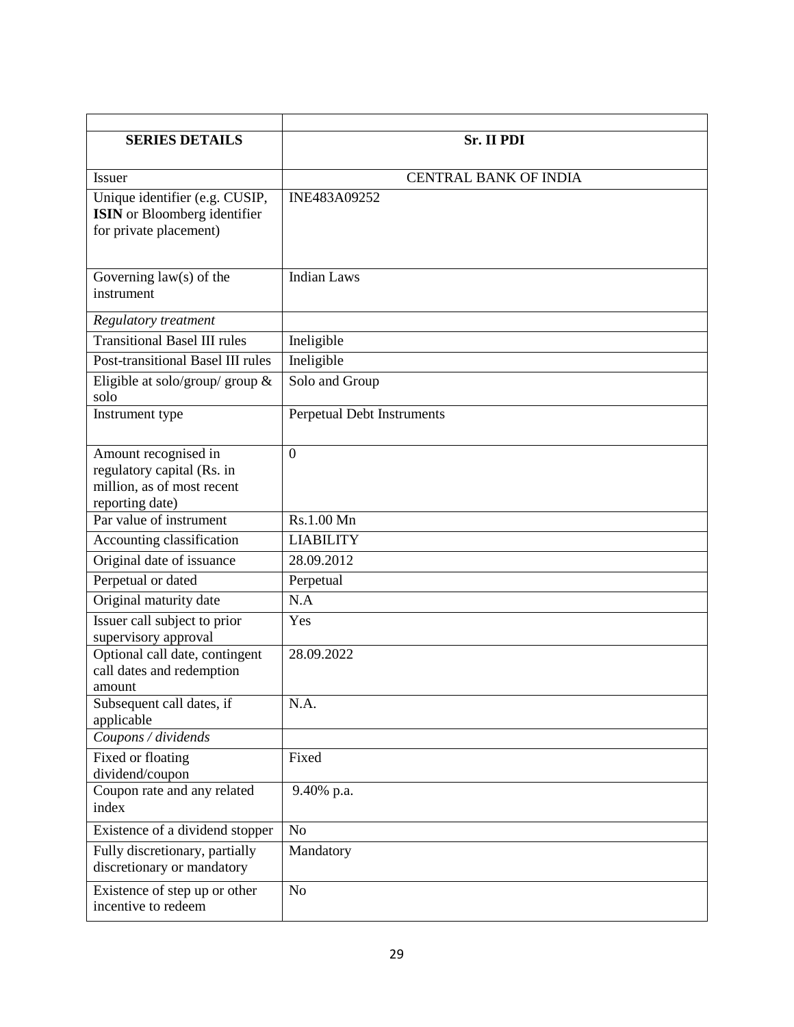| | |
|---|---|
| **SERIES DETAILS** | **Sr. II PDI** |
| Issuer | CENTRAL BANK OF INDIA |
| Unique identifier (e.g. CUSIP, **ISIN** or Bloomberg identifier for private placement) | INE483A09252 |
| Governing law(s) of the instrument | Indian Laws |
| *Regulatory treatment* | |
| Transitional Basel III rules | Ineligible |
| Post-transitional Basel III rules | Ineligible |
| Eligible at solo/group/ group & solo | Solo and Group |
| Instrument type | Perpetual Debt Instruments |
| Amount recognised in regulatory capital (Rs. in million, as of most recent reporting date) | 0 |
| Par value of instrument | Rs.1.00 Mn |
| Accounting classification | LIABILITY |
| Original date of issuance | 28.09.2012 |
| Perpetual or dated | Perpetual |
| Original maturity date | N.A |
| Issuer call subject to prior supervisory approval | Yes |
| Optional call date, contingent call dates and redemption amount | 28.09.2022 |
| Subsequent call dates, if applicable | N.A. |
| *Coupons / dividends* | |
| Fixed or floating dividend/coupon | Fixed |
| Coupon rate and any related index | 9.40% p.a. |
| Existence of a dividend stopper | No |
| Fully discretionary, partially discretionary or mandatory | Mandatory |
| Existence of step up or other incentive to redeem | No |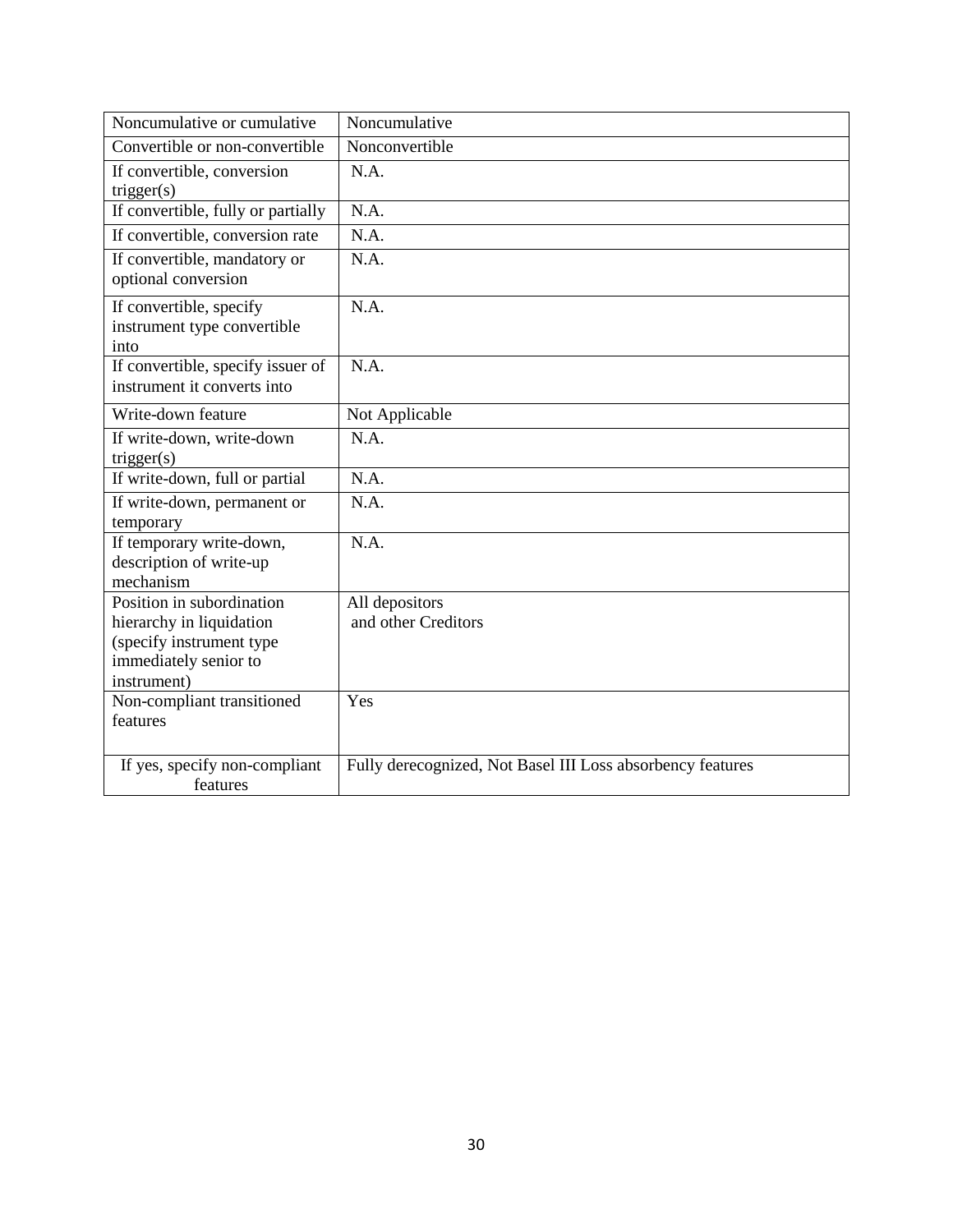| Noncumulative or cumulative | Noncumulative |
|---|---|
| Convertible or non-convertible | Nonconvertible |
| If convertible, conversion trigger(s) | N.A. |
| If convertible, fully or partially | N.A. |
| If convertible, conversion rate | N.A. |
| If convertible, mandatory or optional conversion | N.A. |
| If convertible, specify instrument type convertible into | N.A. |
| If convertible, specify issuer of instrument it converts into | N.A. |
| Write-down feature | Not Applicable |
| If write-down, write-down trigger(s) | N.A. |
| If write-down, full or partial | N.A. |
| If write-down, permanent or temporary | N.A. |
| If temporary write-down, description of write-up mechanism | N.A. |
| Position in subordination hierarchy in liquidation (specify instrument type immediately senior to instrument) | All depositors and other Creditors |
| Non-compliant transitioned features | Yes |
| If yes, specify non-compliant features | Fully derecognized, Not Basel III Loss absorbency features |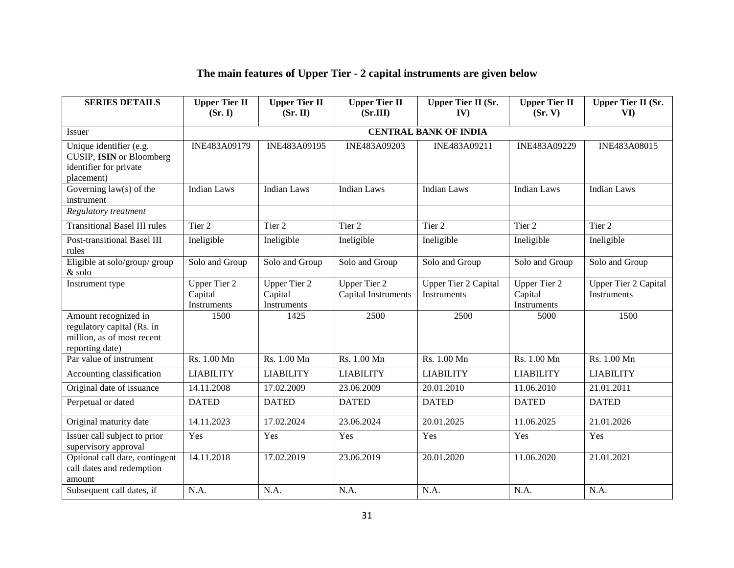# The main features of Upper Tier - 2 capital instruments are given below

| SERIES DETAILS | Upper Tier II (Sr. I) | Upper Tier II (Sr. II) | Upper Tier II (Sr.III) | Upper Tier II (Sr. IV) | Upper Tier II (Sr. V) | Upper Tier II (Sr. VI) |
|---|---|---|---|---|---|---|
| Issuer | CENTRAL BANK OF INDIA | | | | | |
| Unique identifier (e.g. CUSIP, **ISIN** or Bloomberg identifier for private placement) | INE483A09179 | INE483A09195 | INE483A09203 | INE483A09211 | INE483A09229 | INE483A08015 |
| Governing law(s) of the instrument | Indian Laws | Indian Laws | Indian Laws | Indian Laws | Indian Laws | Indian Laws |
| *Regulatory treatment* | | | | | | |
| Transitional Basel III rules | Tier 2 | Tier 2 | Tier 2 | Tier 2 | Tier 2 | Tier 2 |
| Post-transitional Basel III rules | Ineligible | Ineligible | Ineligible | Ineligible | Ineligible | Ineligible |
| Eligible at solo/group/ group & solo | Solo and Group | Solo and Group | Solo and Group | Solo and Group | Solo and Group | Solo and Group |
| Instrument type | Upper Tier 2 Capital Instruments | Upper Tier 2 Capital Instruments | Upper Tier 2 Capital Instruments | Upper Tier 2 Capital Instruments | Upper Tier 2 Capital Instruments | Upper Tier 2 Capital Instruments |
| Amount recognized in regulatory capital (Rs. in million, as of most recent reporting date) | 1500 | 1425 | 2500 | 2500 | 5000 | 1500 |
| Par value of instrument | Rs. 1.00 Mn | Rs. 1.00 Mn | Rs. 1.00 Mn | Rs. 1.00 Mn | Rs. 1.00 Mn | Rs. 1.00 Mn |
| Accounting classification | LIABILITY | LIABILITY | LIABILITY | LIABILITY | LIABILITY | LIABILITY |
| Original date of issuance | 14.11.2008 | 17.02.2009 | 23.06.2009 | 20.01.2010 | 11.06.2010 | 21.01.2011 |
| Perpetual or dated | DATED | DATED | DATED | DATED | DATED | DATED |
| Original maturity date | 14.11.2023 | 17.02.2024 | 23.06.2024 | 20.01.2025 | 11.06.2025 | 21.01.2026 |
| Issuer call subject to prior supervisory approval | Yes | Yes | Yes | Yes | Yes | Yes |
| Optional call date, contingent call dates and redemption amount | 14.11.2018 | 17.02.2019 | 23.06.2019 | 20.01.2020 | 11.06.2020 | 21.01.2021 |
| Subsequent call dates, if | N.A. | N.A. | N.A. | N.A. | N.A. | N.A. |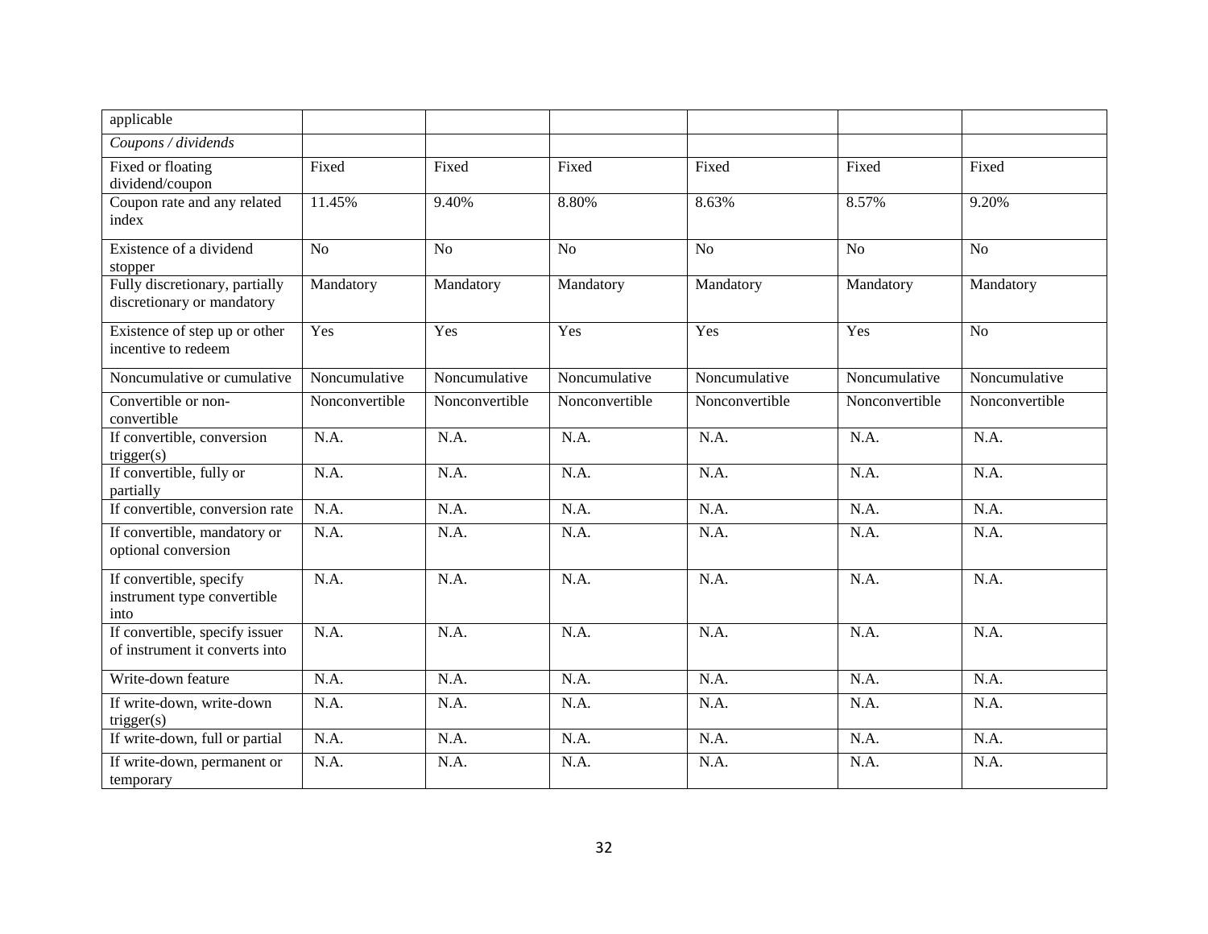| applicable | | | | | | |
|---|---|---|---|---|---|---|
| *Coupons / dividends* | | | | | | |
| Fixed or floating dividend/coupon | Fixed | Fixed | Fixed | Fixed | Fixed | Fixed |
| Coupon rate and any related index | 11.45% | 9.40% | 8.80% | 8.63% | 8.57% | 9.20% |
| Existence of a dividend stopper | No | No | No | No | No | No |
| Fully discretionary, partially discretionary or mandatory | Mandatory | Mandatory | Mandatory | Mandatory | Mandatory | Mandatory |
| Existence of step up or other incentive to redeem | Yes | Yes | Yes | Yes | Yes | No |
| Noncumulative or cumulative | Noncumulative | Noncumulative | Noncumulative | Noncumulative | Noncumulative | Noncumulative |
| Convertible or non-convertible | Nonconvertible | Nonconvertible | Nonconvertible | Nonconvertible | Nonconvertible | Nonconvertible |
| If convertible, conversion trigger(s) | N.A. | N.A. | N.A. | N.A. | N.A. | N.A. |
| If convertible, fully or partially | N.A. | N.A. | N.A. | N.A. | N.A. | N.A. |
| If convertible, conversion rate | N.A. | N.A. | N.A. | N.A. | N.A. | N.A. |
| If convertible, mandatory or optional conversion | N.A. | N.A. | N.A. | N.A. | N.A. | N.A. |
| If convertible, specify instrument type convertible into | N.A. | N.A. | N.A. | N.A. | N.A. | N.A. |
| If convertible, specify issuer of instrument it converts into | N.A. | N.A. | N.A. | N.A. | N.A. | N.A. |
| Write-down feature | N.A. | N.A. | N.A. | N.A. | N.A. | N.A. |
| If write-down, write-down trigger(s) | N.A. | N.A. | N.A. | N.A. | N.A. | N.A. |
| If write-down, full or partial | N.A. | N.A. | N.A. | N.A. | N.A. | N.A. |
| If write-down, permanent or temporary | N.A. | N.A. | N.A. | N.A. | N.A. | N.A. |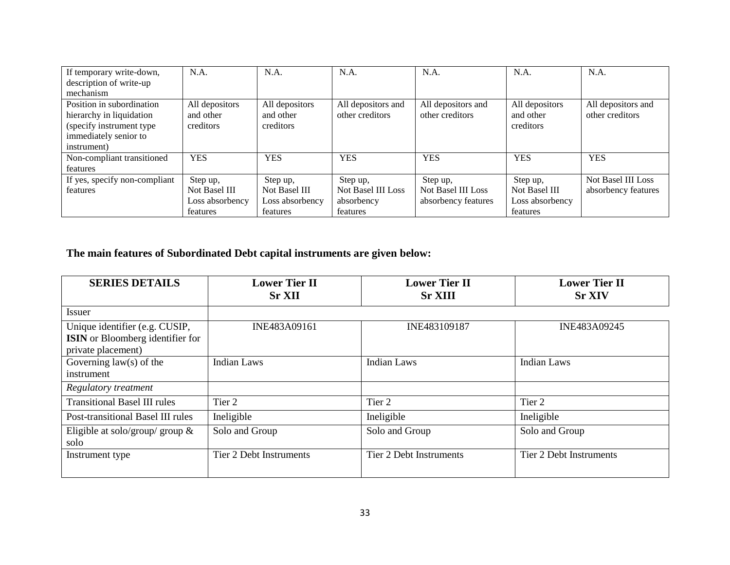| If temporary write-down, description of write-up mechanism | N.A. | N.A. | N.A. | N.A. | N.A. | N.A. |
|---|---|---|---|---|---|---|
| Position in subordination hierarchy in liquidation (specify instrument type immediately senior to instrument) | All depositors and other creditors | All depositors and other creditors | All depositors and other creditors | All depositors and other creditors | All depositors and other creditors | All depositors and other creditors |
| Non-compliant transitioned features | YES | YES | YES | YES | YES | YES |
| If yes, specify non-compliant features | Step up, Not Basel III Loss absorbency features | Step up, Not Basel III Loss absorbency features | Step up, Not Basel III Loss absorbency features | Step up, Not Basel III Loss absorbency features | Step up, Not Basel III Loss absorbency features | Not Basel III Loss absorbency features |

**The main features of Subordinated Debt capital instruments are given below:**

| SERIES DETAILS | Lower Tier II Sr XII | Lower Tier II Sr XIII | Lower Tier II Sr XIV |
|---|---|---|---|
| Issuer | | | |
| Unique identifier (e.g. CUSIP, **ISIN** or Bloomberg identifier for private placement) | INE483A09161 | INE483109187 | INE483A09245 |
| Governing law(s) of the instrument | Indian Laws | Indian Laws | Indian Laws |
| *Regulatory treatment* | | | |
| Transitional Basel III rules | Tier 2 | Tier 2 | Tier 2 |
| Post-transitional Basel III rules | Ineligible | Ineligible | Ineligible |
| Eligible at solo/group/ group & solo | Solo and Group | Solo and Group | Solo and Group |
| Instrument type | Tier 2 Debt Instruments | Tier 2 Debt Instruments | Tier 2 Debt Instruments |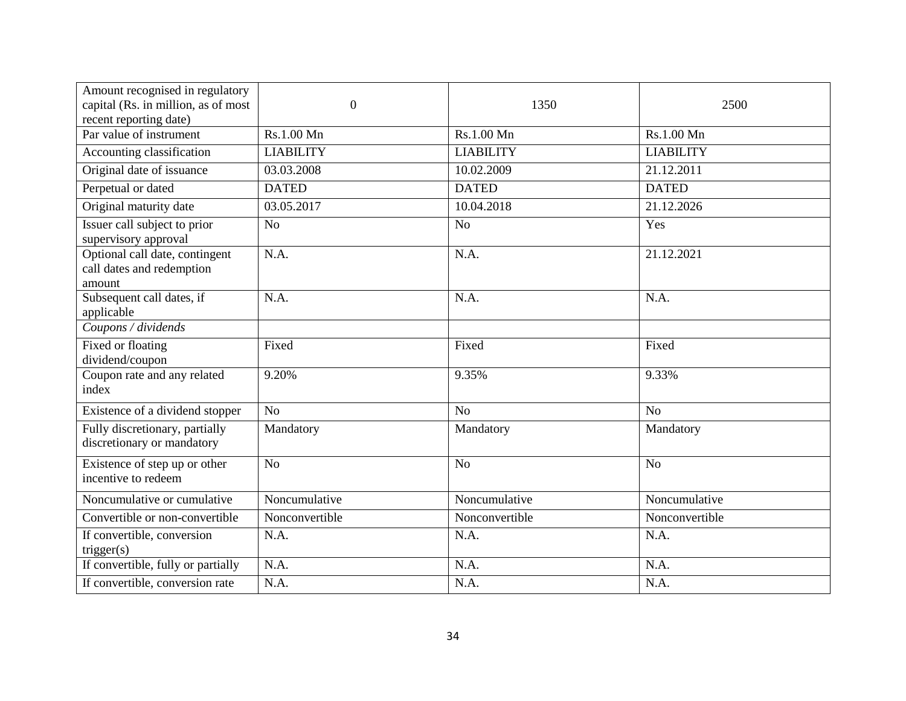| Amount recognised in regulatory capital (Rs. in million, as of most recent reporting date) | 0 | 1350 | 2500 |
|---|---|---|---|
| Par value of instrument | Rs.1.00 Mn | Rs.1.00 Mn | Rs.1.00 Mn |
| Accounting classification | LIABILITY | LIABILITY | LIABILITY |
| Original date of issuance | 03.03.2008 | 10.02.2009 | 21.12.2011 |
| Perpetual or dated | DATED | DATED | DATED |
| Original maturity date | 03.05.2017 | 10.04.2018 | 21.12.2026 |
| Issuer call subject to prior supervisory approval | No | No | Yes |
| Optional call date, contingent call dates and redemption amount | N.A. | N.A. | 21.12.2021 |
| Subsequent call dates, if applicable | N.A. | N.A. | N.A. |
| *Coupons / dividends* | | | |
| Fixed or floating dividend/coupon | Fixed | Fixed | Fixed |
| Coupon rate and any related index | 9.20% | 9.35% | 9.33% |
| Existence of a dividend stopper | No | No | No |
| Fully discretionary, partially discretionary or mandatory | Mandatory | Mandatory | Mandatory |
| Existence of step up or other incentive to redeem | No | No | No |
| Noncumulative or cumulative | Noncumulative | Noncumulative | Noncumulative |
| Convertible or non-convertible | Nonconvertible | Nonconvertible | Nonconvertible |
| If convertible, conversion trigger(s) | N.A. | N.A. | N.A. |
| If convertible, fully or partially | N.A. | N.A. | N.A. |
| If convertible, conversion rate | N.A. | N.A. | N.A. |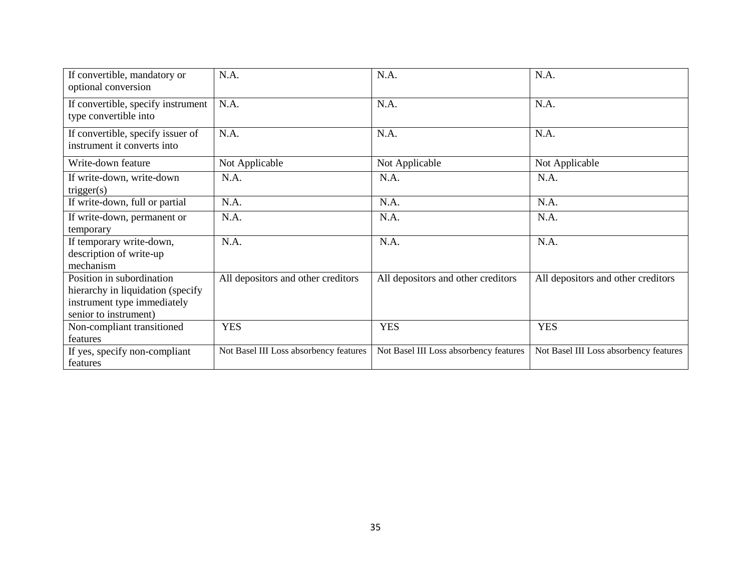| | | | |
|---|---|---|---|
| If convertible, mandatory or optional conversion | N.A. | N.A. | N.A. |
| If convertible, specify instrument type convertible into | N.A. | N.A. | N.A. |
| If convertible, specify issuer of instrument it converts into | N.A. | N.A. | N.A. |
| Write-down feature | Not Applicable | Not Applicable | Not Applicable |
| If write-down, write-down trigger(s) | N.A. | N.A. | N.A. |
| If write-down, full or partial | N.A. | N.A. | N.A. |
| If write-down, permanent or temporary | N.A. | N.A. | N.A. |
| If temporary write-down, description of write-up mechanism | N.A. | N.A. | N.A. |
| Position in subordination hierarchy in liquidation (specify instrument type immediately senior to instrument) | All depositors and other creditors | All depositors and other creditors | All depositors and other creditors |
| Non-compliant transitioned features | YES | YES | YES |
| If yes, specify non-compliant features | Not Basel III Loss absorbency features | Not Basel III Loss absorbency features | Not Basel III Loss absorbency features |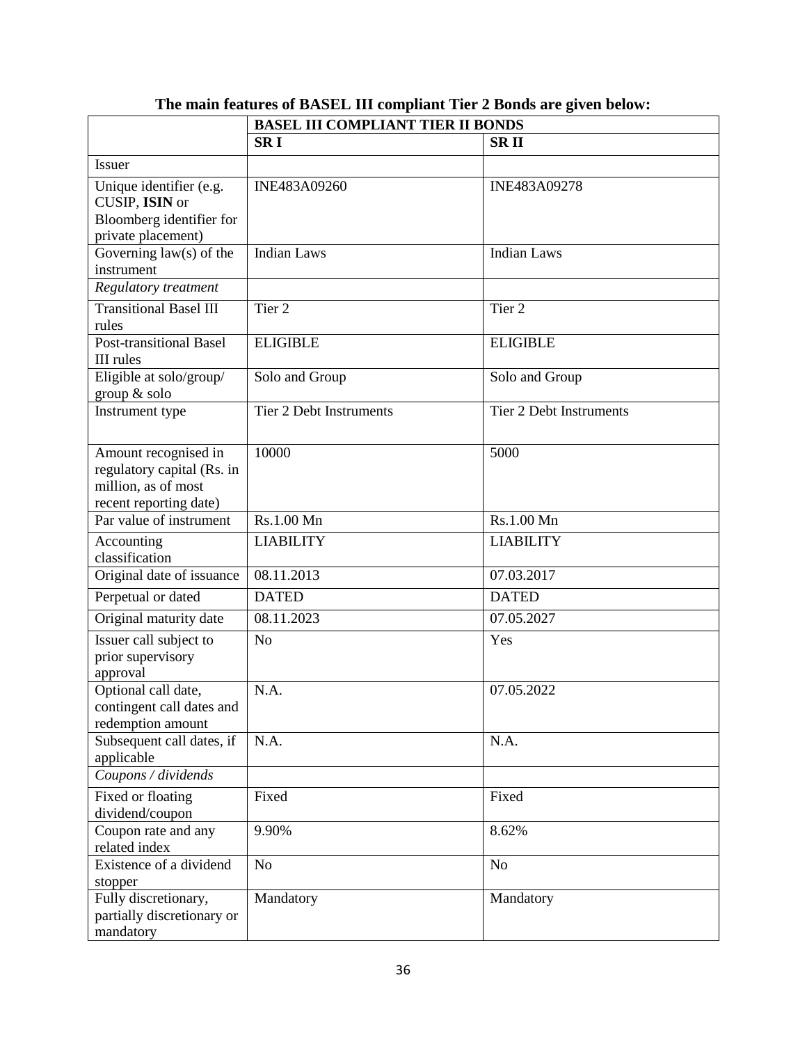**The main features of BASEL III compliant Tier 2 Bonds are given below:**

| | **BASEL III COMPLIANT TIER II BONDS** | |
|---|---|---|
| | **SR I** | **SR II** |
| Issuer | | |
| Unique identifier (e.g. CUSIP, **ISIN** or Bloomberg identifier for private placement) | INE483A09260 | INE483A09278 |
| Governing law(s) of the instrument | Indian Laws | Indian Laws |
| *Regulatory treatment* | | |
| Transitional Basel III rules | Tier 2 | Tier 2 |
| Post-transitional Basel III rules | ELIGIBLE | ELIGIBLE |
| Eligible at solo/group/ group & solo | Solo and Group | Solo and Group |
| Instrument type | Tier 2 Debt Instruments | Tier 2 Debt Instruments |
| Amount recognised in regulatory capital (Rs. in million, as of most recent reporting date) | 10000 | 5000 |
| Par value of instrument | Rs.1.00 Mn | Rs.1.00 Mn |
| Accounting classification | LIABILITY | LIABILITY |
| Original date of issuance | 08.11.2013 | 07.03.2017 |
| Perpetual or dated | DATED | DATED |
| Original maturity date | 08.11.2023 | 07.05.2027 |
| Issuer call subject to prior supervisory approval | No | Yes |
| Optional call date, contingent call dates and redemption amount | N.A. | 07.05.2022 |
| Subsequent call dates, if applicable | N.A. | N.A. |
| *Coupons / dividends* | | |
| Fixed or floating dividend/coupon | Fixed | Fixed |
| Coupon rate and any related index | 9.90% | 8.62% |
| Existence of a dividend stopper | No | No |
| Fully discretionary, partially discretionary or mandatory | Mandatory | Mandatory |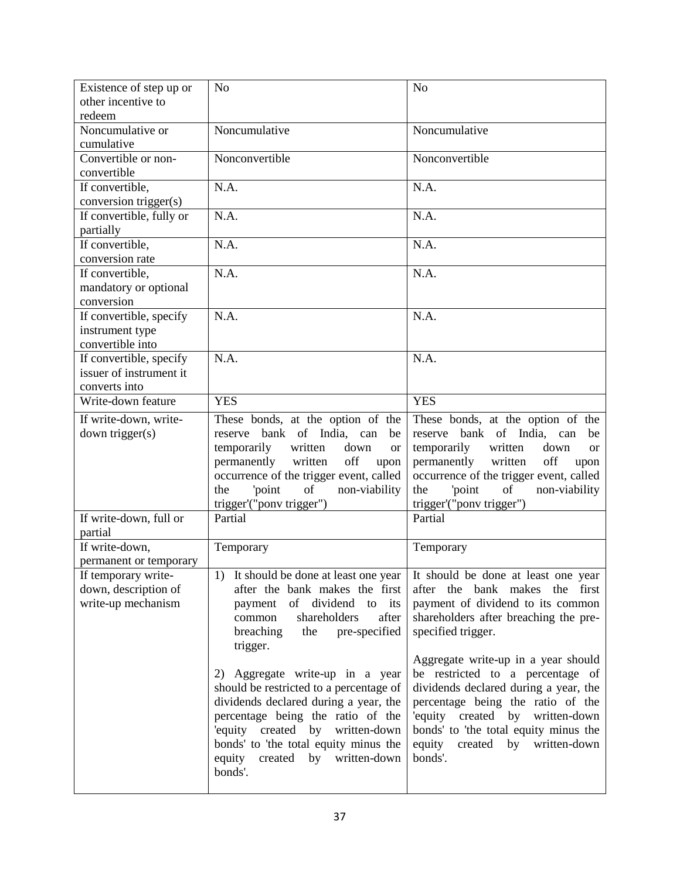| Existence of step up or other incentive to redeem | No | No |
|---|---|---|
| Noncumulative or cumulative | Noncumulative | Noncumulative |
| Convertible or non-convertible | Nonconvertible | Nonconvertible |
| If convertible, conversion trigger(s) | N.A. | N.A. |
| If convertible, fully or partially | N.A. | N.A. |
| If convertible, conversion rate | N.A. | N.A. |
| If convertible, mandatory or optional conversion | N.A. | N.A. |
| If convertible, specify instrument type convertible into | N.A. | N.A. |
| If convertible, specify issuer of instrument it converts into | N.A. | N.A. |
| Write-down feature | YES | YES |
| If write-down, write-down trigger(s) | These bonds, at the option of the reserve bank of India, can be temporarily written down or permanently written off upon occurrence of the trigger event, called the 'point of non-viability trigger'("ponv trigger") | These bonds, at the option of the reserve bank of India, can be temporarily written down or permanently written off upon occurrence of the trigger event, called the 'point of non-viability trigger'("ponv trigger") |
| If write-down, full or partial | Partial | Partial |
| If write-down, permanent or temporary | Temporary | Temporary |
| If temporary write-down, description of write-up mechanism | 1) It should be done at least one year after the bank makes the first payment of dividend to its common shareholders after breaching the pre-specified trigger.<br><br>2) Aggregate write-up in a year should be restricted to a percentage of dividends declared during a year, the percentage being the ratio of the 'equity created by written-down bonds' to 'the total equity minus the equity created by written-down bonds'. | It should be done at least one year after the bank makes the first payment of dividend to its common shareholders after breaching the pre-specified trigger.<br><br>Aggregate write-up in a year should be restricted to a percentage of dividends declared during a year, the percentage being the ratio of the 'equity created by written-down bonds' to 'the total equity minus the equity created by written-down bonds'. |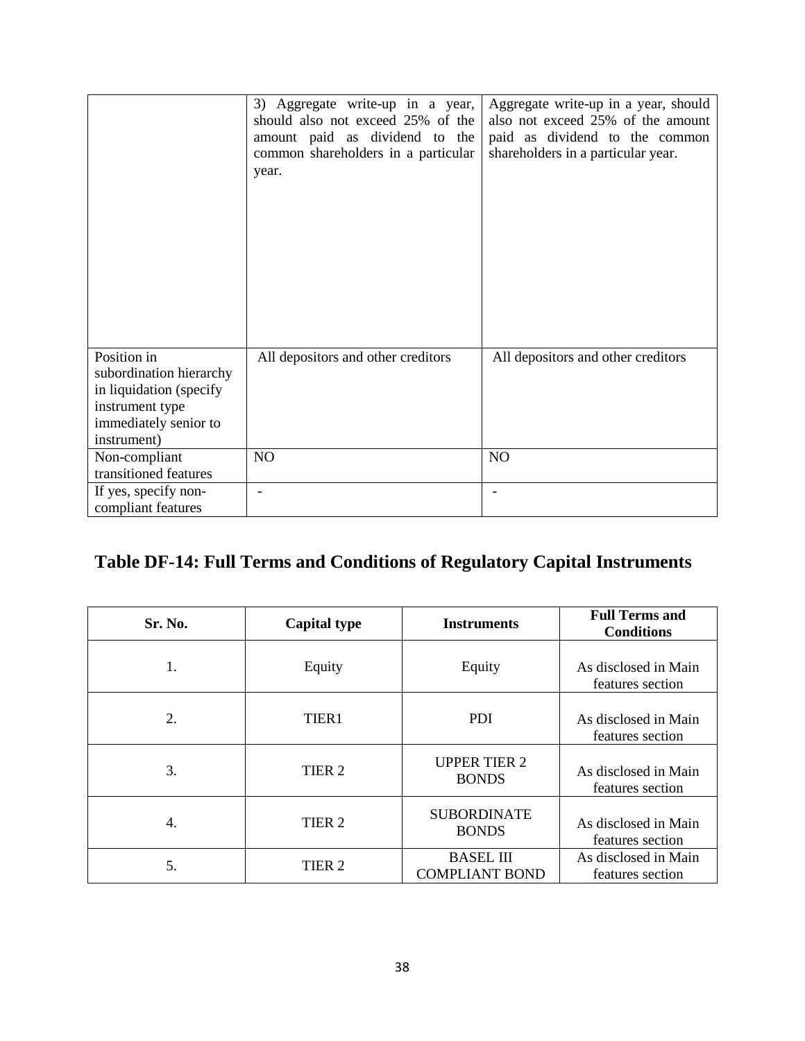| | | |
|---|---|---|
| | 3) Aggregate write-up in a year, should also not exceed 25% of the amount paid as dividend to the common shareholders in a particular year. | Aggregate write-up in a year, should also not exceed 25% of the amount paid as dividend to the common shareholders in a particular year. |
| Position in subordination hierarchy in liquidation (specify instrument type immediately senior to instrument) | All depositors and other creditors | All depositors and other creditors |
| Non-compliant transitioned features | NO | NO |
| If yes, specify non-compliant features | - | - |

## Table DF-14: Full Terms and Conditions of Regulatory Capital Instruments

| Sr. No. | Capital type | Instruments | Full Terms and Conditions |
|---|---|---|---|
| 1. | Equity | Equity | As disclosed in Main features section |
| 2. | TIER1 | PDI | As disclosed in Main features section |
| 3. | TIER 2 | UPPER TIER 2 BONDS | As disclosed in Main features section |
| 4. | TIER 2 | SUBORDINATE BONDS | As disclosed in Main features section |
| 5. | TIER 2 | BASEL III COMPLIANT BOND | As disclosed in Main features section |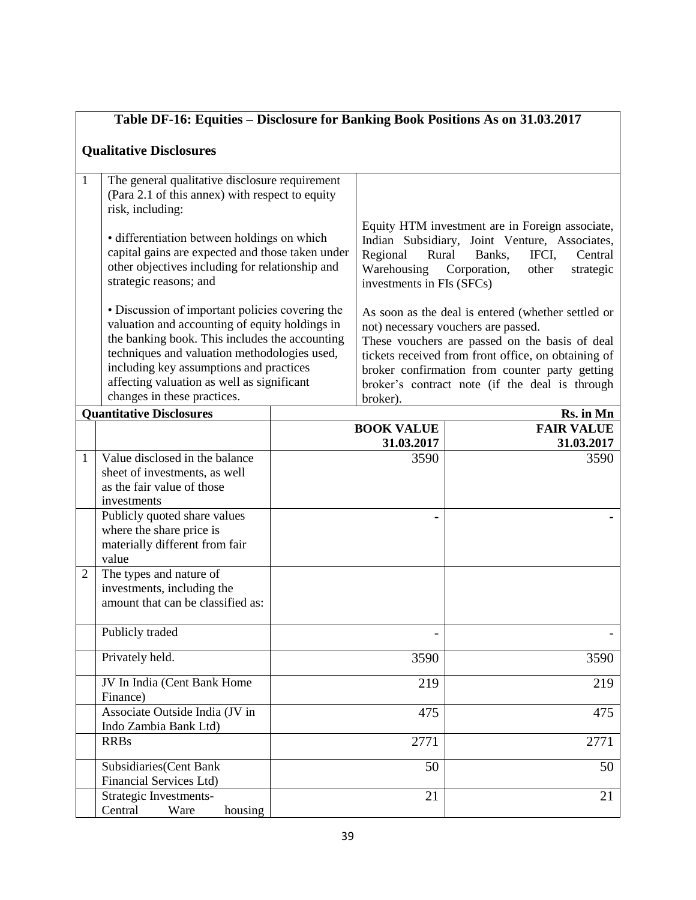## Table DF-16: Equities – Disclosure for Banking Book Positions As on 31.03.2017

### Qualitative Disclosures

| | | |
|---|---|---|
| 1 | The general qualitative disclosure requirement (Para 2.1 of this annex) with respect to equity risk, including: | |
| | • differentiation between holdings on which capital gains are expected and those taken under other objectives including for relationship and strategic reasons; and | Equity HTM investment are in Foreign associate, Indian Subsidiary, Joint Venture, Associates, Regional Rural Banks, IFCI, Central Warehousing Corporation, other strategic investments in FIs (SFCs) |
| | • Discussion of important policies covering the valuation and accounting of equity holdings in the banking book. This includes the accounting techniques and valuation methodologies used, including key assumptions and practices affecting valuation as well as significant changes in these practices. | As soon as the deal is entered (whether settled or not) necessary vouchers are passed. These vouchers are passed on the basis of deal tickets received from front office, on obtaining of broker confirmation from counter party getting broker's contract note (if the deal is through broker). |

### Quantitative Disclosures

Rs. in Mn

| | | BOOK VALUE 31.03.2017 | FAIR VALUE 31.03.2017 |
|---|---|---|---|
| 1 | Value disclosed in the balance sheet of investments, as well as the fair value of those investments | 3590 | 3590 |
| | Publicly quoted share values where the share price is materially different from fair value | - | - |
| 2 | The types and nature of investments, including the amount that can be classified as: | | |
| | Publicly traded | - | - |
| | Privately held. | 3590 | 3590 |
| | JV In India (Cent Bank Home Finance) | 219 | 219 |
| | Associate Outside India (JV in Indo Zambia Bank Ltd) | 475 | 475 |
| | RRBs | 2771 | 2771 |
| | Subsidiaries(Cent Bank Financial Services Ltd) | 50 | 50 |
| | Strategic Investments- Central Ware housing | 21 | 21 |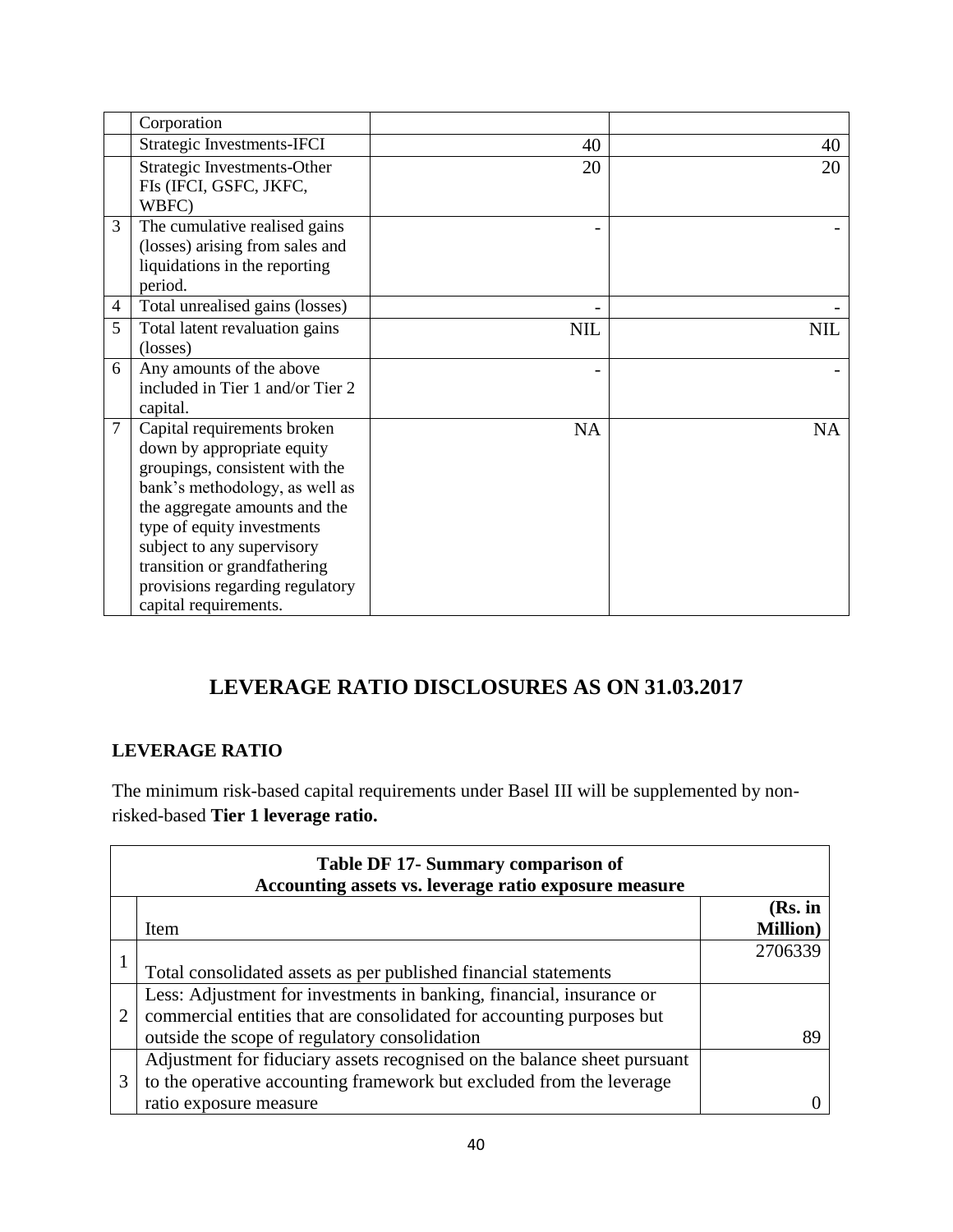|   | Corporation |   |   |
|---|---|---|---|
|   | Strategic Investments-IFCI | 40 | 40 |
|   | Strategic Investments-Other FIs (IFCI, GSFC, JKFC, WBFC) | 20 | 20 |
| 3 | The cumulative realised gains (losses) arising from sales and liquidations in the reporting period. | - | - |
| 4 | Total unrealised gains (losses) | - | - |
| 5 | Total latent revaluation gains (losses) | NIL | NIL |
| 6 | Any amounts of the above included in Tier 1 and/or Tier 2 capital. | - | - |
| 7 | Capital requirements broken down by appropriate equity groupings, consistent with the bank's methodology, as well as the aggregate amounts and the type of equity investments subject to any supervisory transition or grandfathering provisions regarding regulatory capital requirements. | NA | NA |

# LEVERAGE RATIO DISCLOSURES AS ON 31.03.2017

## LEVERAGE RATIO

The minimum risk-based capital requirements under Basel III will be supplemented by non-risked-based **Tier 1 leverage ratio.**

| **Table DF 17- Summary comparison of Accounting assets vs. leverage ratio exposure measure** | | |
|---|---|---|
| | Item | **(Rs. in Million)** |
| 1 | Total consolidated assets as per published financial statements | 2706339 |
| 2 | Less: Adjustment for investments in banking, financial, insurance or commercial entities that are consolidated for accounting purposes but outside the scope of regulatory consolidation | 89 |
| 3 | Adjustment for fiduciary assets recognised on the balance sheet pursuant to the operative accounting framework but excluded from the leverage ratio exposure measure | 0 |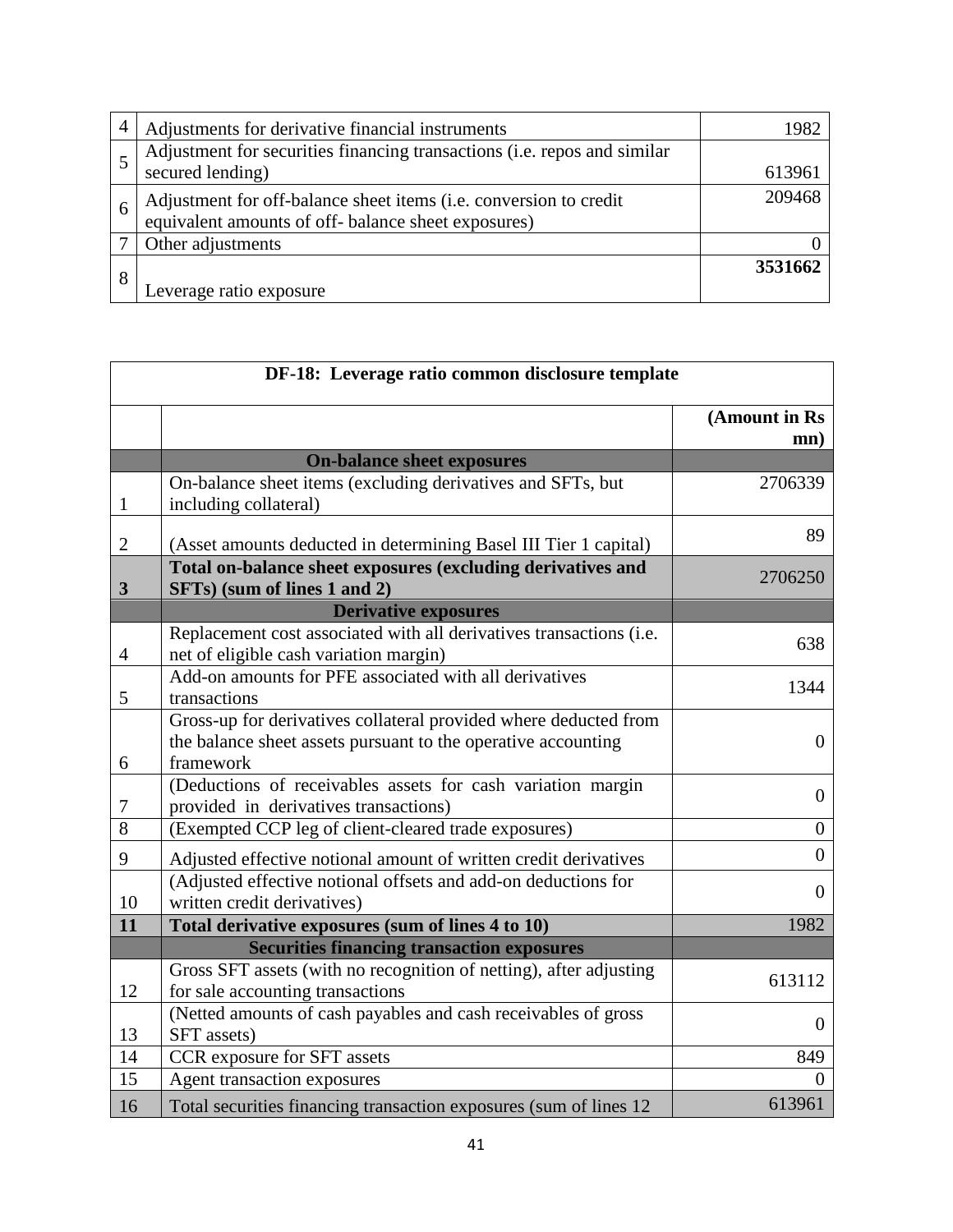| | | |
|---|---|---|
| 4 | Adjustments for derivative financial instruments | 1982 |
| 5 | Adjustment for securities financing transactions (i.e. repos and similar secured lending) | 613961 |
| 6 | Adjustment for off-balance sheet items (i.e. conversion to credit equivalent amounts of off- balance sheet exposures) | 209468 |
| 7 | Other adjustments | 0 |
| 8 | Leverage ratio exposure | **3531662** |

| DF-18: Leverage ratio common disclosure template | | |
|---|---|---|
| | | **(Amount in Rs mn)** |
| | **On-balance sheet exposures** | |
| 1 | On-balance sheet items (excluding derivatives and SFTs, but including collateral) | 2706339 |
| 2 | (Asset amounts deducted in determining Basel III Tier 1 capital) | 89 |
| **3** | **Total on-balance sheet exposures (excluding derivatives and SFTs) (sum of lines 1 and 2)** | 2706250 |
| | **Derivative exposures** | |
| 4 | Replacement cost associated with all derivatives transactions (i.e. net of eligible cash variation margin) | 638 |
| 5 | Add-on amounts for PFE associated with all derivatives transactions | 1344 |
| 6 | Gross-up for derivatives collateral provided where deducted from the balance sheet assets pursuant to the operative accounting framework | 0 |
| 7 | (Deductions of receivables assets for cash variation margin provided in derivatives transactions) | 0 |
| 8 | (Exempted CCP leg of client-cleared trade exposures) | 0 |
| 9 | Adjusted effective notional amount of written credit derivatives | 0 |
| 10 | (Adjusted effective notional offsets and add-on deductions for written credit derivatives) | 0 |
| **11** | **Total derivative exposures (sum of lines 4 to 10)** | 1982 |
| | **Securities financing transaction exposures** | |
| 12 | Gross SFT assets (with no recognition of netting), after adjusting for sale accounting transactions | 613112 |
| 13 | (Netted amounts of cash payables and cash receivables of gross SFT assets) | 0 |
| 14 | CCR exposure for SFT assets | 849 |
| 15 | Agent transaction exposures | 0 |
| 16 | Total securities financing transaction exposures (sum of lines 12 | 613961 |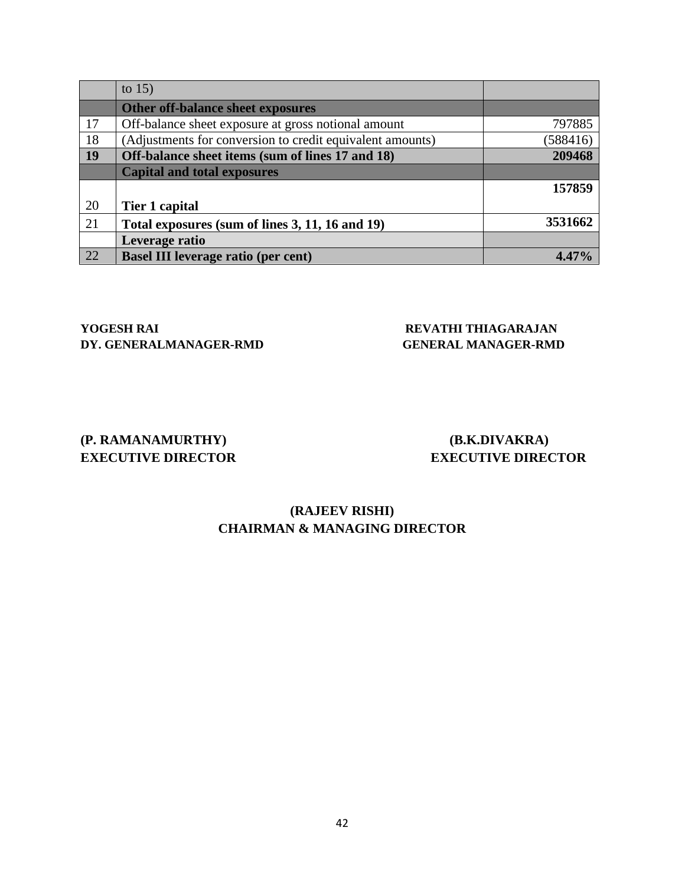| | | |
|---|---|---|
| | to 15) | |
| | **Other off-balance sheet exposures** | |
| 17 | Off-balance sheet exposure at gross notional amount | 797885 |
| 18 | (Adjustments for conversion to credit equivalent amounts) | (588416) |
| **19** | **Off-balance sheet items (sum of lines 17 and 18)** | **209468** |
| | **Capital and total exposures** | |
| 20 | **Tier 1 capital** | **157859** |
| 21 | **Total exposures (sum of lines 3, 11, 16 and 19)** | **3531662** |
| | **Leverage ratio** | |
| 22 | **Basel III leverage ratio (per cent)** | **4.47%** |

**YOGESH RAI**
**DY. GENERALMANAGER-RMD**

**REVATHI THIAGARAJAN**
**GENERAL MANAGER-RMD**

**(P. RAMANAMURTHY)**
**EXECUTIVE DIRECTOR**

**(B.K.DIVAKRA)**
**EXECUTIVE DIRECTOR**

**(RAJEEV RISHI)**
**CHAIRMAN & MANAGING DIRECTOR**